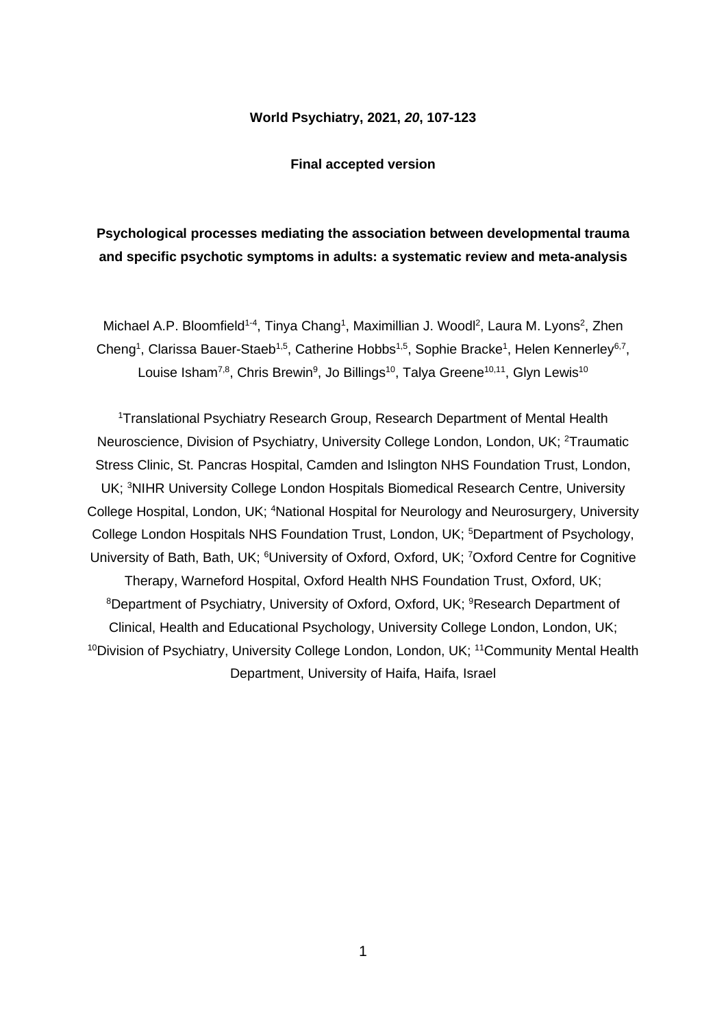**World Psychiatry, 2021, *20*, 107-123**

**Final accepted version**

# Psychological processes mediating the association between developmental trauma and specific psychotic symptoms in adults: a systematic review and meta-analysis

Michael A.P. Bloomfield[1-4], Tinya Chang[1], Maximillian J. Woodl[2], Laura M. Lyons[2], Zhen Cheng[1], Clarissa Bauer-Staeb[1,5], Catherine Hobbs[1,5], Sophie Bracke[1], Helen Kennerley[6,7], Louise Isham[7,8], Chris Brewin[9], Jo Billings[10], Talya Greene[10,11], Glyn Lewis[10]

[1]Translational Psychiatry Research Group, Research Department of Mental Health Neuroscience, Division of Psychiatry, University College London, London, UK; [2]Traumatic Stress Clinic, St. Pancras Hospital, Camden and Islington NHS Foundation Trust, London, UK; [3]NIHR University College London Hospitals Biomedical Research Centre, University College Hospital, London, UK; [4]National Hospital for Neurology and Neurosurgery, University College London Hospitals NHS Foundation Trust, London, UK; [5]Department of Psychology, University of Bath, Bath, UK; [6]University of Oxford, Oxford, UK; [7]Oxford Centre for Cognitive Therapy, Warneford Hospital, Oxford Health NHS Foundation Trust, Oxford, UK; [8]Department of Psychiatry, University of Oxford, Oxford, UK; [9]Research Department of Clinical, Health and Educational Psychology, University College London, London, UK; [10]Division of Psychiatry, University College London, London, UK; [11]Community Mental Health Department, University of Haifa, Haifa, Israel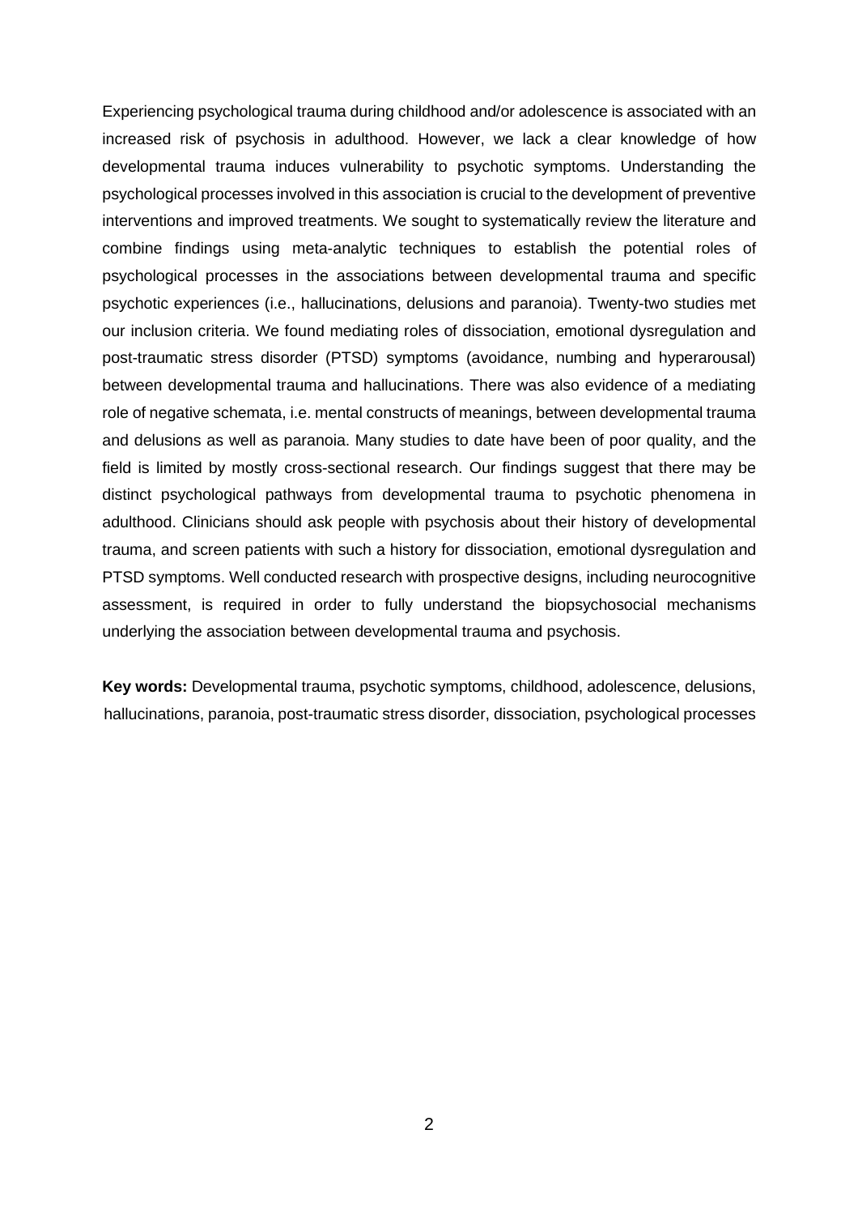Experiencing psychological trauma during childhood and/or adolescence is associated with an increased risk of psychosis in adulthood. However, we lack a clear knowledge of how developmental trauma induces vulnerability to psychotic symptoms. Understanding the psychological processes involved in this association is crucial to the development of preventive interventions and improved treatments. We sought to systematically review the literature and combine findings using meta-analytic techniques to establish the potential roles of psychological processes in the associations between developmental trauma and specific psychotic experiences (i.e., hallucinations, delusions and paranoia). Twenty-two studies met our inclusion criteria. We found mediating roles of dissociation, emotional dysregulation and post-traumatic stress disorder (PTSD) symptoms (avoidance, numbing and hyperarousal) between developmental trauma and hallucinations. There was also evidence of a mediating role of negative schemata, i.e. mental constructs of meanings, between developmental trauma and delusions as well as paranoia. Many studies to date have been of poor quality, and the field is limited by mostly cross-sectional research. Our findings suggest that there may be distinct psychological pathways from developmental trauma to psychotic phenomena in adulthood. Clinicians should ask people with psychosis about their history of developmental trauma, and screen patients with such a history for dissociation, emotional dysregulation and PTSD symptoms. Well conducted research with prospective designs, including neurocognitive assessment, is required in order to fully understand the biopsychosocial mechanisms underlying the association between developmental trauma and psychosis.

**Key words:** Developmental trauma, psychotic symptoms, childhood, adolescence, delusions, hallucinations, paranoia, post-traumatic stress disorder, dissociation, psychological processes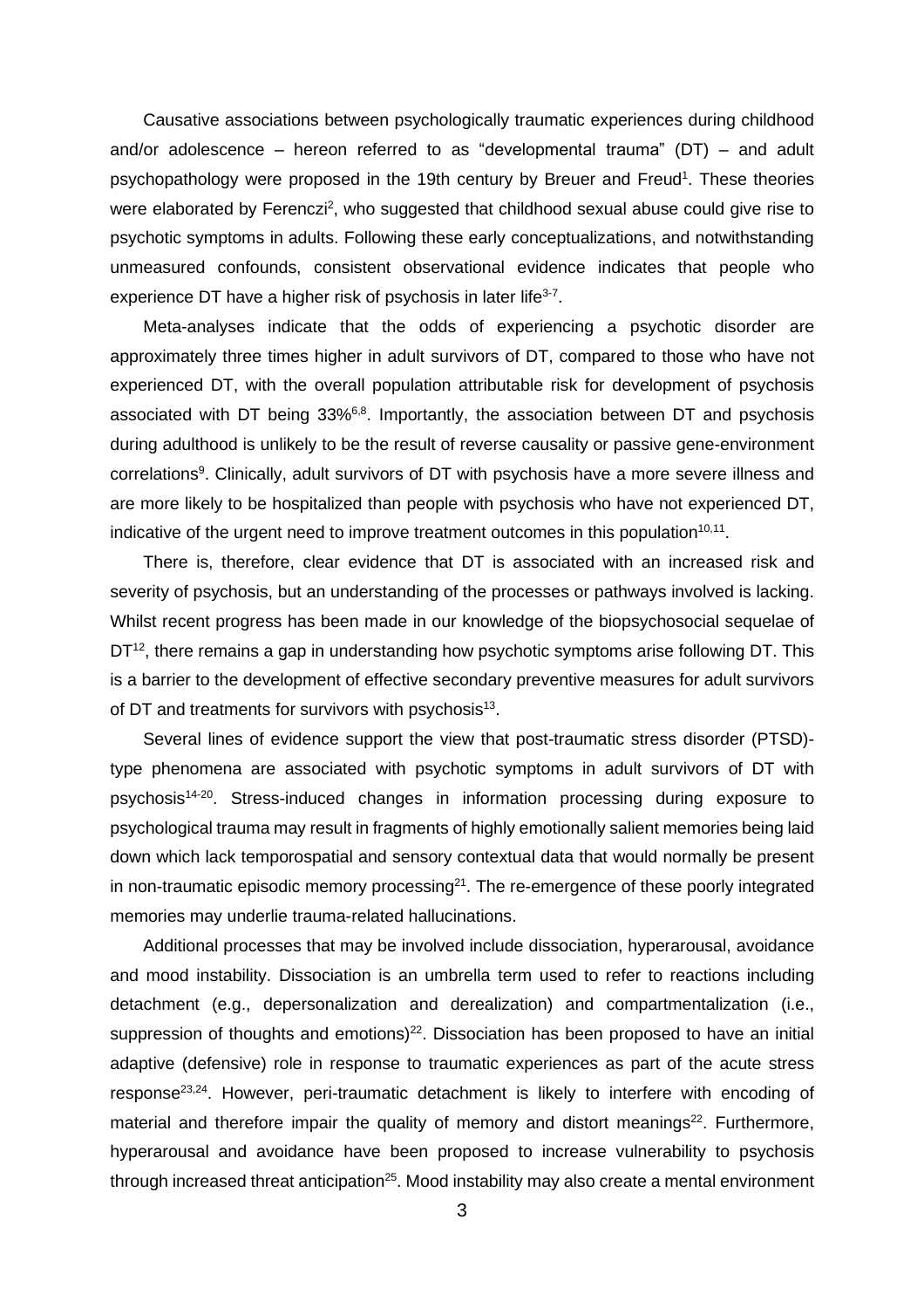Causative associations between psychologically traumatic experiences during childhood and/or adolescence – hereon referred to as "developmental trauma" (DT) – and adult psychopathology were proposed in the 19th century by Breuer and Freud[1]. These theories were elaborated by Ferenczi[2], who suggested that childhood sexual abuse could give rise to psychotic symptoms in adults. Following these early conceptualizations, and notwithstanding unmeasured confounds, consistent observational evidence indicates that people who experience DT have a higher risk of psychosis in later life[3-7].

Meta-analyses indicate that the odds of experiencing a psychotic disorder are approximately three times higher in adult survivors of DT, compared to those who have not experienced DT, with the overall population attributable risk for development of psychosis associated with DT being 33%[6,8]. Importantly, the association between DT and psychosis during adulthood is unlikely to be the result of reverse causality or passive gene-environment correlations[9]. Clinically, adult survivors of DT with psychosis have a more severe illness and are more likely to be hospitalized than people with psychosis who have not experienced DT, indicative of the urgent need to improve treatment outcomes in this population[10,11].

There is, therefore, clear evidence that DT is associated with an increased risk and severity of psychosis, but an understanding of the processes or pathways involved is lacking. Whilst recent progress has been made in our knowledge of the biopsychosocial sequelae of DT[12], there remains a gap in understanding how psychotic symptoms arise following DT. This is a barrier to the development of effective secondary preventive measures for adult survivors of DT and treatments for survivors with psychosis[13].

Several lines of evidence support the view that post-traumatic stress disorder (PTSD)-type phenomena are associated with psychotic symptoms in adult survivors of DT with psychosis[14-20]. Stress-induced changes in information processing during exposure to psychological trauma may result in fragments of highly emotionally salient memories being laid down which lack temporospatial and sensory contextual data that would normally be present in non-traumatic episodic memory processing[21]. The re-emergence of these poorly integrated memories may underlie trauma-related hallucinations.

Additional processes that may be involved include dissociation, hyperarousal, avoidance and mood instability. Dissociation is an umbrella term used to refer to reactions including detachment (e.g., depersonalization and derealization) and compartmentalization (i.e., suppression of thoughts and emotions)[22]. Dissociation has been proposed to have an initial adaptive (defensive) role in response to traumatic experiences as part of the acute stress response[23,24]. However, peri-traumatic detachment is likely to interfere with encoding of material and therefore impair the quality of memory and distort meanings[22]. Furthermore, hyperarousal and avoidance have been proposed to increase vulnerability to psychosis through increased threat anticipation[25]. Mood instability may also create a mental environment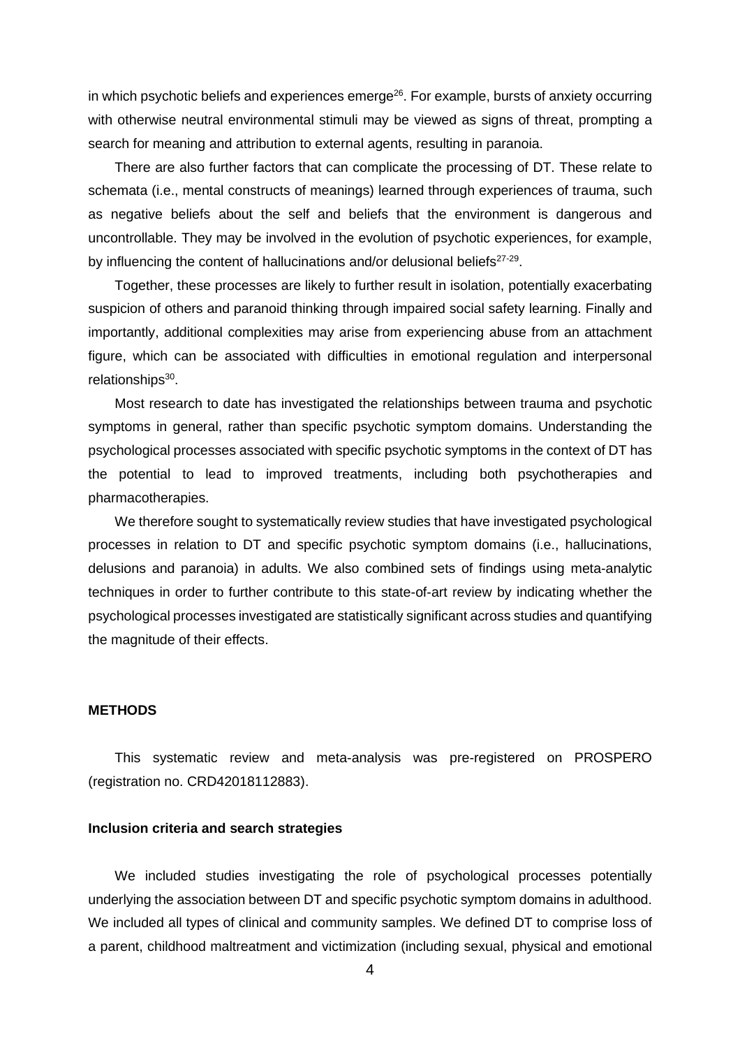in which psychotic beliefs and experiences emerge[26]. For example, bursts of anxiety occurring with otherwise neutral environmental stimuli may be viewed as signs of threat, prompting a search for meaning and attribution to external agents, resulting in paranoia.

There are also further factors that can complicate the processing of DT. These relate to schemata (i.e., mental constructs of meanings) learned through experiences of trauma, such as negative beliefs about the self and beliefs that the environment is dangerous and uncontrollable. They may be involved in the evolution of psychotic experiences, for example, by influencing the content of hallucinations and/or delusional beliefs[27-29].

Together, these processes are likely to further result in isolation, potentially exacerbating suspicion of others and paranoid thinking through impaired social safety learning. Finally and importantly, additional complexities may arise from experiencing abuse from an attachment figure, which can be associated with difficulties in emotional regulation and interpersonal relationships[30].

Most research to date has investigated the relationships between trauma and psychotic symptoms in general, rather than specific psychotic symptom domains. Understanding the psychological processes associated with specific psychotic symptoms in the context of DT has the potential to lead to improved treatments, including both psychotherapies and pharmacotherapies.

We therefore sought to systematically review studies that have investigated psychological processes in relation to DT and specific psychotic symptom domains (i.e., hallucinations, delusions and paranoia) in adults. We also combined sets of findings using meta-analytic techniques in order to further contribute to this state-of-art review by indicating whether the psychological processes investigated are statistically significant across studies and quantifying the magnitude of their effects.

## METHODS

This systematic review and meta-analysis was pre-registered on PROSPERO (registration no. CRD42018112883).

### Inclusion criteria and search strategies

We included studies investigating the role of psychological processes potentially underlying the association between DT and specific psychotic symptom domains in adulthood. We included all types of clinical and community samples. We defined DT to comprise loss of a parent, childhood maltreatment and victimization (including sexual, physical and emotional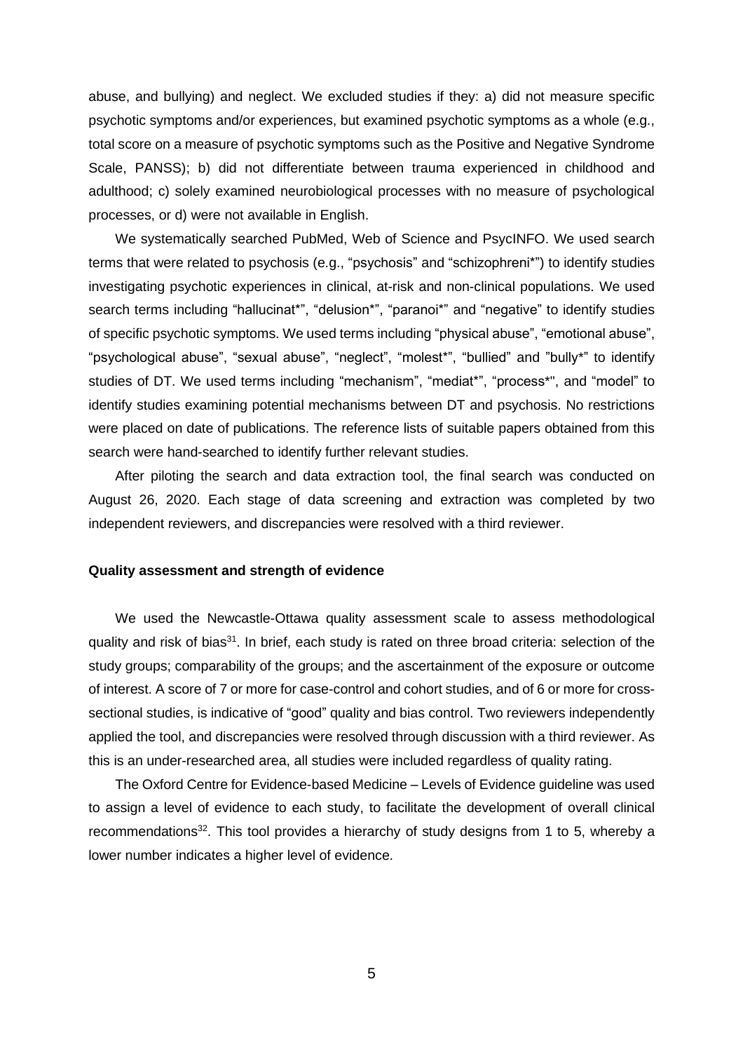abuse, and bullying) and neglect. We excluded studies if they: a) did not measure specific psychotic symptoms and/or experiences, but examined psychotic symptoms as a whole (e.g., total score on a measure of psychotic symptoms such as the Positive and Negative Syndrome Scale, PANSS); b) did not differentiate between trauma experienced in childhood and adulthood; c) solely examined neurobiological processes with no measure of psychological processes, or d) were not available in English.

We systematically searched PubMed, Web of Science and PsycINFO. We used search terms that were related to psychosis (e.g., "psychosis" and "schizophreni*") to identify studies investigating psychotic experiences in clinical, at-risk and non-clinical populations. We used search terms including "hallucinat*", "delusion*", "paranoi*" and "negative" to identify studies of specific psychotic symptoms. We used terms including "physical abuse", "emotional abuse", "psychological abuse", "sexual abuse", "neglect", "molest*", "bullied" and "bully*" to identify studies of DT. We used terms including "mechanism", "mediat*", "process*", and "model" to identify studies examining potential mechanisms between DT and psychosis. No restrictions were placed on date of publications. The reference lists of suitable papers obtained from this search were hand-searched to identify further relevant studies.

After piloting the search and data extraction tool, the final search was conducted on August 26, 2020. Each stage of data screening and extraction was completed by two independent reviewers, and discrepancies were resolved with a third reviewer.

### Quality assessment and strength of evidence

We used the Newcastle-Ottawa quality assessment scale to assess methodological quality and risk of bias[31]. In brief, each study is rated on three broad criteria: selection of the study groups; comparability of the groups; and the ascertainment of the exposure or outcome of interest. A score of 7 or more for case-control and cohort studies, and of 6 or more for cross-sectional studies, is indicative of "good" quality and bias control. Two reviewers independently applied the tool, and discrepancies were resolved through discussion with a third reviewer. As this is an under-researched area, all studies were included regardless of quality rating.

The Oxford Centre for Evidence-based Medicine – Levels of Evidence guideline was used to assign a level of evidence to each study, to facilitate the development of overall clinical recommendations[32]. This tool provides a hierarchy of study designs from 1 to 5, whereby a lower number indicates a higher level of evidence.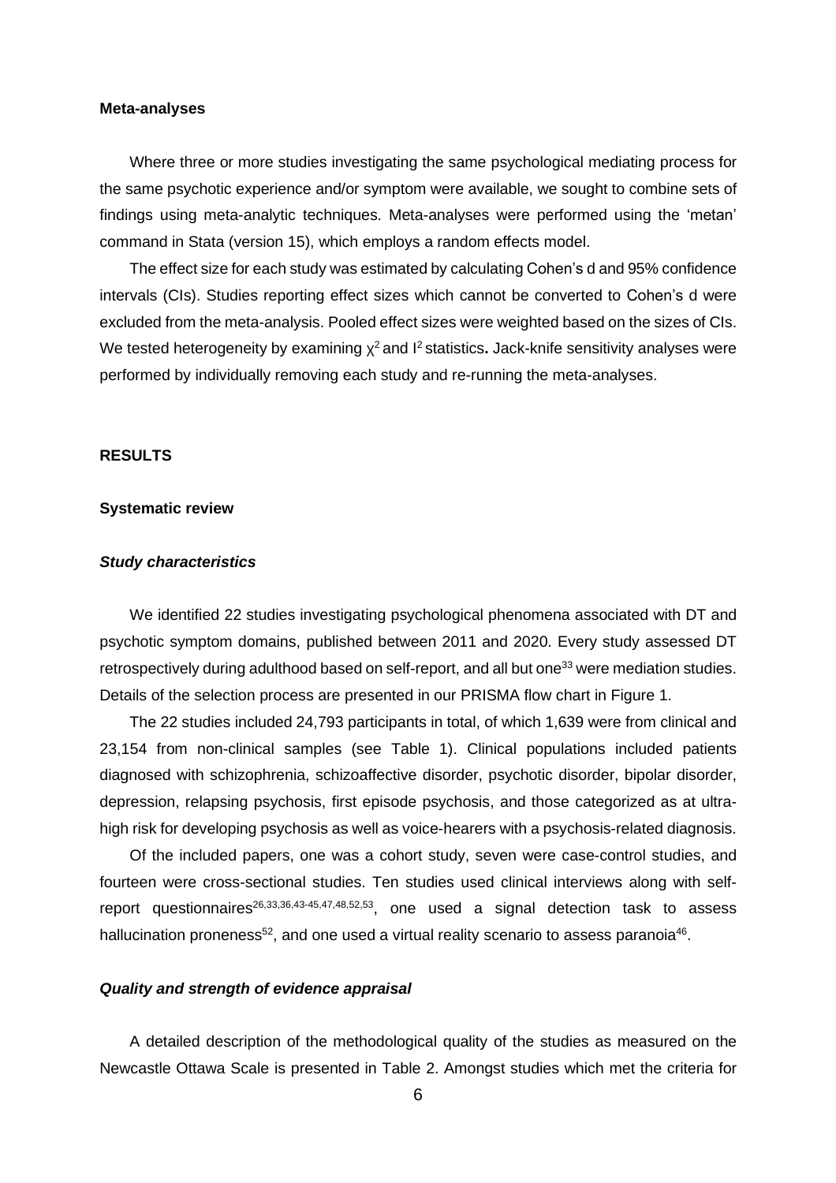**Meta-analyses**

Where three or more studies investigating the same psychological mediating process for the same psychotic experience and/or symptom were available, we sought to combine sets of findings using meta-analytic techniques. Meta-analyses were performed using the 'metan' command in Stata (version 15), which employs a random effects model.

The effect size for each study was estimated by calculating Cohen's d and 95% confidence intervals (CIs). Studies reporting effect sizes which cannot be converted to Cohen's d were excluded from the meta-analysis. Pooled effect sizes were weighted based on the sizes of CIs. We tested heterogeneity by examining $\chi^2$ and $I^2$ statistics**.** Jack-knife sensitivity analyses were performed by individually removing each study and re-running the meta-analyses.

**RESULTS**

**Systematic review**

***Study characteristics***

We identified 22 studies investigating psychological phenomena associated with DT and psychotic symptom domains, published between 2011 and 2020. Every study assessed DT retrospectively during adulthood based on self-report, and all but one[33] were mediation studies. Details of the selection process are presented in our PRISMA flow chart in Figure 1.

The 22 studies included 24,793 participants in total, of which 1,639 were from clinical and 23,154 from non-clinical samples (see Table 1). Clinical populations included patients diagnosed with schizophrenia, schizoaffective disorder, psychotic disorder, bipolar disorder, depression, relapsing psychosis, first episode psychosis, and those categorized as at ultra-high risk for developing psychosis as well as voice-hearers with a psychosis-related diagnosis.

Of the included papers, one was a cohort study, seven were case-control studies, and fourteen were cross-sectional studies. Ten studies used clinical interviews along with self-report questionnaires[26,33,36,43-45,47,48,52,53], one used a signal detection task to assess hallucination proneness[52], and one used a virtual reality scenario to assess paranoia[46].

***Quality and strength of evidence appraisal***

A detailed description of the methodological quality of the studies as measured on the Newcastle Ottawa Scale is presented in Table 2. Amongst studies which met the criteria for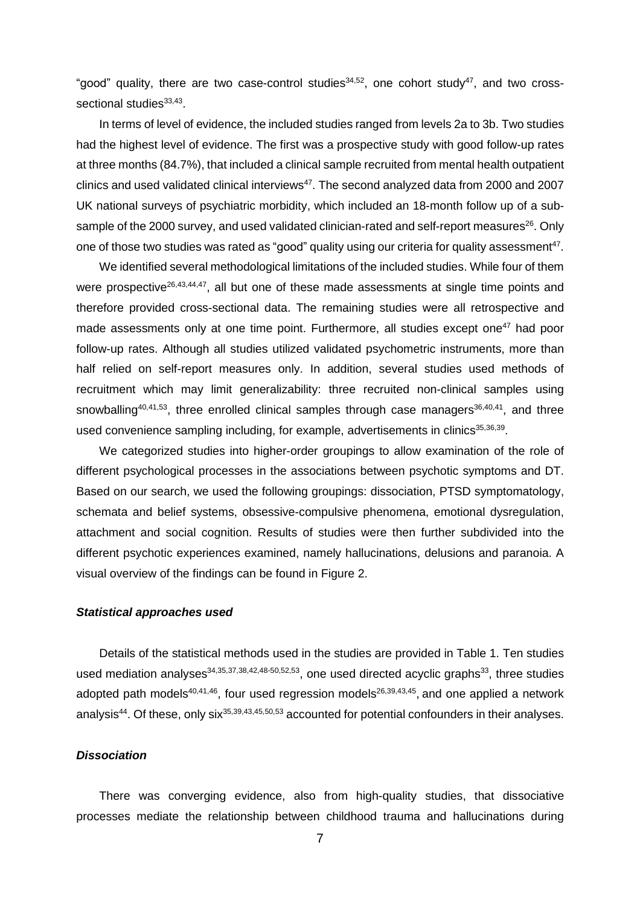"good" quality, there are two case-control studies[34,52], one cohort study[47], and two cross-sectional studies[33,43].

In terms of level of evidence, the included studies ranged from levels 2a to 3b. Two studies had the highest level of evidence. The first was a prospective study with good follow-up rates at three months (84.7%), that included a clinical sample recruited from mental health outpatient clinics and used validated clinical interviews[47]. The second analyzed data from 2000 and 2007 UK national surveys of psychiatric morbidity, which included an 18-month follow up of a sub-sample of the 2000 survey, and used validated clinician-rated and self-report measures[26]. Only one of those two studies was rated as "good" quality using our criteria for quality assessment[47].

We identified several methodological limitations of the included studies. While four of them were prospective[26,43,44,47], all but one of these made assessments at single time points and therefore provided cross-sectional data. The remaining studies were all retrospective and made assessments only at one time point. Furthermore, all studies except one[47] had poor follow-up rates. Although all studies utilized validated psychometric instruments, more than half relied on self-report measures only. In addition, several studies used methods of recruitment which may limit generalizability: three recruited non-clinical samples using snowballing[40,41,53], three enrolled clinical samples through case managers[36,40,41], and three used convenience sampling including, for example, advertisements in clinics[35,36,39].

We categorized studies into higher-order groupings to allow examination of the role of different psychological processes in the associations between psychotic symptoms and DT. Based on our search, we used the following groupings: dissociation, PTSD symptomatology, schemata and belief systems, obsessive-compulsive phenomena, emotional dysregulation, attachment and social cognition. Results of studies were then further subdivided into the different psychotic experiences examined, namely hallucinations, delusions and paranoia. A visual overview of the findings can be found in Figure 2.

### *Statistical approaches used*

Details of the statistical methods used in the studies are provided in Table 1. Ten studies used mediation analyses[34,35,37,38,42,48-50,52,53], one used directed acyclic graphs[33], three studies adopted path models[40,41,46], four used regression models[26,39,43,45], and one applied a network analysis[44]. Of these, only six[35,39,43,45,50,53] accounted for potential confounders in their analyses.

### *Dissociation*

There was converging evidence, also from high-quality studies, that dissociative processes mediate the relationship between childhood trauma and hallucinations during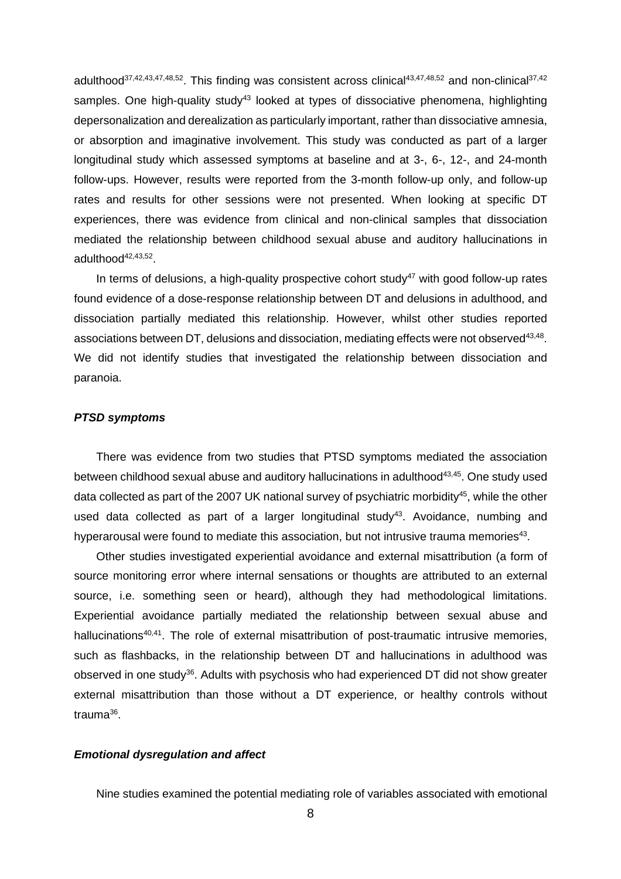adulthood[37,42,43,47,48,52]. This finding was consistent across clinical[43,47,48,52] and non-clinical[37,42] samples. One high-quality study[43] looked at types of dissociative phenomena, highlighting depersonalization and derealization as particularly important, rather than dissociative amnesia, or absorption and imaginative involvement. This study was conducted as part of a larger longitudinal study which assessed symptoms at baseline and at 3-, 6-, 12-, and 24-month follow-ups. However, results were reported from the 3-month follow-up only, and follow-up rates and results for other sessions were not presented. When looking at specific DT experiences, there was evidence from clinical and non-clinical samples that dissociation mediated the relationship between childhood sexual abuse and auditory hallucinations in adulthood[42,43,52].

In terms of delusions, a high-quality prospective cohort study[47] with good follow-up rates found evidence of a dose-response relationship between DT and delusions in adulthood, and dissociation partially mediated this relationship. However, whilst other studies reported associations between DT, delusions and dissociation, mediating effects were not observed[43,48]. We did not identify studies that investigated the relationship between dissociation and paranoia.

### *PTSD symptoms*

There was evidence from two studies that PTSD symptoms mediated the association between childhood sexual abuse and auditory hallucinations in adulthood[43,45]. One study used data collected as part of the 2007 UK national survey of psychiatric morbidity[45], while the other used data collected as part of a larger longitudinal study[43]. Avoidance, numbing and hyperarousal were found to mediate this association, but not intrusive trauma memories[43].

Other studies investigated experiential avoidance and external misattribution (a form of source monitoring error where internal sensations or thoughts are attributed to an external source, i.e. something seen or heard), although they had methodological limitations. Experiential avoidance partially mediated the relationship between sexual abuse and hallucinations[40,41]. The role of external misattribution of post-traumatic intrusive memories, such as flashbacks, in the relationship between DT and hallucinations in adulthood was observed in one study[36]. Adults with psychosis who had experienced DT did not show greater external misattribution than those without a DT experience, or healthy controls without trauma[36].

### *Emotional dysregulation and affect*

Nine studies examined the potential mediating role of variables associated with emotional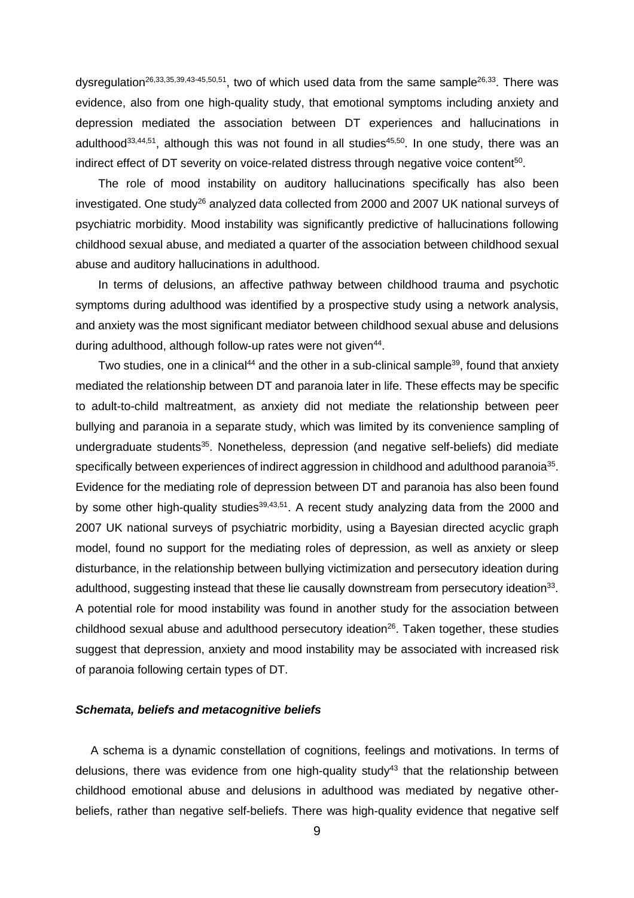dysregulation[26,33,35,39,43-45,50,51], two of which used data from the same sample[26,33]. There was evidence, also from one high-quality study, that emotional symptoms including anxiety and depression mediated the association between DT experiences and hallucinations in adulthood[33,44,51], although this was not found in all studies[45,50]. In one study, there was an indirect effect of DT severity on voice-related distress through negative voice content[50].

The role of mood instability on auditory hallucinations specifically has also been investigated. One study[26] analyzed data collected from 2000 and 2007 UK national surveys of psychiatric morbidity. Mood instability was significantly predictive of hallucinations following childhood sexual abuse, and mediated a quarter of the association between childhood sexual abuse and auditory hallucinations in adulthood.

In terms of delusions, an affective pathway between childhood trauma and psychotic symptoms during adulthood was identified by a prospective study using a network analysis, and anxiety was the most significant mediator between childhood sexual abuse and delusions during adulthood, although follow-up rates were not given[44].

Two studies, one in a clinical[44] and the other in a sub-clinical sample[39], found that anxiety mediated the relationship between DT and paranoia later in life. These effects may be specific to adult-to-child maltreatment, as anxiety did not mediate the relationship between peer bullying and paranoia in a separate study, which was limited by its convenience sampling of undergraduate students[35]. Nonetheless, depression (and negative self-beliefs) did mediate specifically between experiences of indirect aggression in childhood and adulthood paranoia[35]. Evidence for the mediating role of depression between DT and paranoia has also been found by some other high-quality studies[39,43,51]. A recent study analyzing data from the 2000 and 2007 UK national surveys of psychiatric morbidity, using a Bayesian directed acyclic graph model, found no support for the mediating roles of depression, as well as anxiety or sleep disturbance, in the relationship between bullying victimization and persecutory ideation during adulthood, suggesting instead that these lie causally downstream from persecutory ideation[33]. A potential role for mood instability was found in another study for the association between childhood sexual abuse and adulthood persecutory ideation[26]. Taken together, these studies suggest that depression, anxiety and mood instability may be associated with increased risk of paranoia following certain types of DT.

### ***Schemata, beliefs and metacognitive beliefs***

A schema is a dynamic constellation of cognitions, feelings and motivations. In terms of delusions, there was evidence from one high-quality study[43] that the relationship between childhood emotional abuse and delusions in adulthood was mediated by negative other-beliefs, rather than negative self-beliefs. There was high-quality evidence that negative self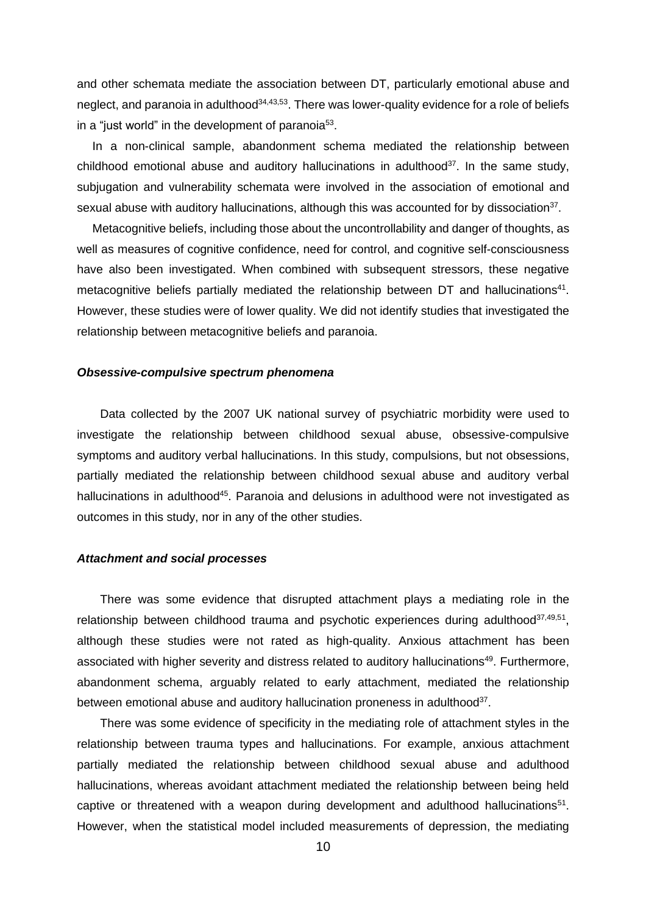and other schemata mediate the association between DT, particularly emotional abuse and neglect, and paranoia in adulthood[34,43,53]. There was lower-quality evidence for a role of beliefs in a "just world" in the development of paranoia[53].

In a non-clinical sample, abandonment schema mediated the relationship between childhood emotional abuse and auditory hallucinations in adulthood[37]. In the same study, subjugation and vulnerability schemata were involved in the association of emotional and sexual abuse with auditory hallucinations, although this was accounted for by dissociation[37].

Metacognitive beliefs, including those about the uncontrollability and danger of thoughts, as well as measures of cognitive confidence, need for control, and cognitive self-consciousness have also been investigated. When combined with subsequent stressors, these negative metacognitive beliefs partially mediated the relationship between DT and hallucinations[41]. However, these studies were of lower quality. We did not identify studies that investigated the relationship between metacognitive beliefs and paranoia.

### *Obsessive-compulsive spectrum phenomena*

Data collected by the 2007 UK national survey of psychiatric morbidity were used to investigate the relationship between childhood sexual abuse, obsessive-compulsive symptoms and auditory verbal hallucinations. In this study, compulsions, but not obsessions, partially mediated the relationship between childhood sexual abuse and auditory verbal hallucinations in adulthood[45]. Paranoia and delusions in adulthood were not investigated as outcomes in this study, nor in any of the other studies.

### *Attachment and social processes*

There was some evidence that disrupted attachment plays a mediating role in the relationship between childhood trauma and psychotic experiences during adulthood[37,49,51], although these studies were not rated as high-quality. Anxious attachment has been associated with higher severity and distress related to auditory hallucinations[49]. Furthermore, abandonment schema, arguably related to early attachment, mediated the relationship between emotional abuse and auditory hallucination proneness in adulthood[37].

There was some evidence of specificity in the mediating role of attachment styles in the relationship between trauma types and hallucinations. For example, anxious attachment partially mediated the relationship between childhood sexual abuse and adulthood hallucinations, whereas avoidant attachment mediated the relationship between being held captive or threatened with a weapon during development and adulthood hallucinations[51]. However, when the statistical model included measurements of depression, the mediating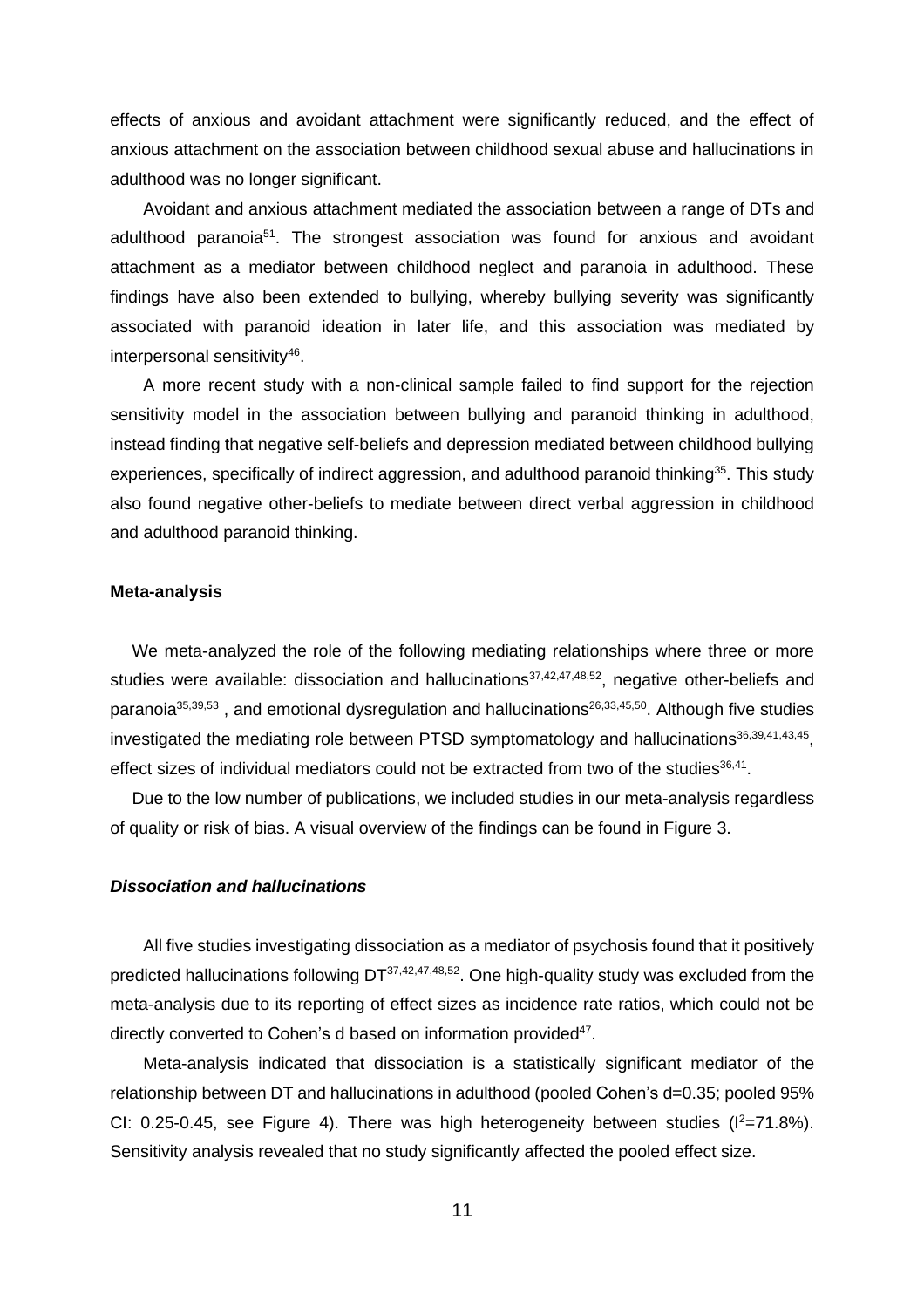effects of anxious and avoidant attachment were significantly reduced, and the effect of anxious attachment on the association between childhood sexual abuse and hallucinations in adulthood was no longer significant.

Avoidant and anxious attachment mediated the association between a range of DTs and adulthood paranoia[51]. The strongest association was found for anxious and avoidant attachment as a mediator between childhood neglect and paranoia in adulthood. These findings have also been extended to bullying, whereby bullying severity was significantly associated with paranoid ideation in later life, and this association was mediated by interpersonal sensitivity[46].

A more recent study with a non-clinical sample failed to find support for the rejection sensitivity model in the association between bullying and paranoid thinking in adulthood, instead finding that negative self-beliefs and depression mediated between childhood bullying experiences, specifically of indirect aggression, and adulthood paranoid thinking[35]. This study also found negative other-beliefs to mediate between direct verbal aggression in childhood and adulthood paranoid thinking.

**Meta-analysis**

We meta-analyzed the role of the following mediating relationships where three or more studies were available: dissociation and hallucinations[37,42,47,48,52], negative other-beliefs and paranoia[35,39,53] , and emotional dysregulation and hallucinations[26,33,45,50]. Although five studies investigated the mediating role between PTSD symptomatology and hallucinations[36,39,41,43,45], effect sizes of individual mediators could not be extracted from two of the studies[36,41].

Due to the low number of publications, we included studies in our meta-analysis regardless of quality or risk of bias. A visual overview of the findings can be found in Figure 3.

***Dissociation and hallucinations***

All five studies investigating dissociation as a mediator of psychosis found that it positively predicted hallucinations following DT[37,42,47,48,52]. One high-quality study was excluded from the meta-analysis due to its reporting of effect sizes as incidence rate ratios, which could not be directly converted to Cohen's d based on information provided[47].

Meta-analysis indicated that dissociation is a statistically significant mediator of the relationship between DT and hallucinations in adulthood (pooled Cohen's d=0.35; pooled 95% CI: 0.25-0.45, see Figure 4). There was high heterogeneity between studies ($I^2$=71.8%). Sensitivity analysis revealed that no study significantly affected the pooled effect size.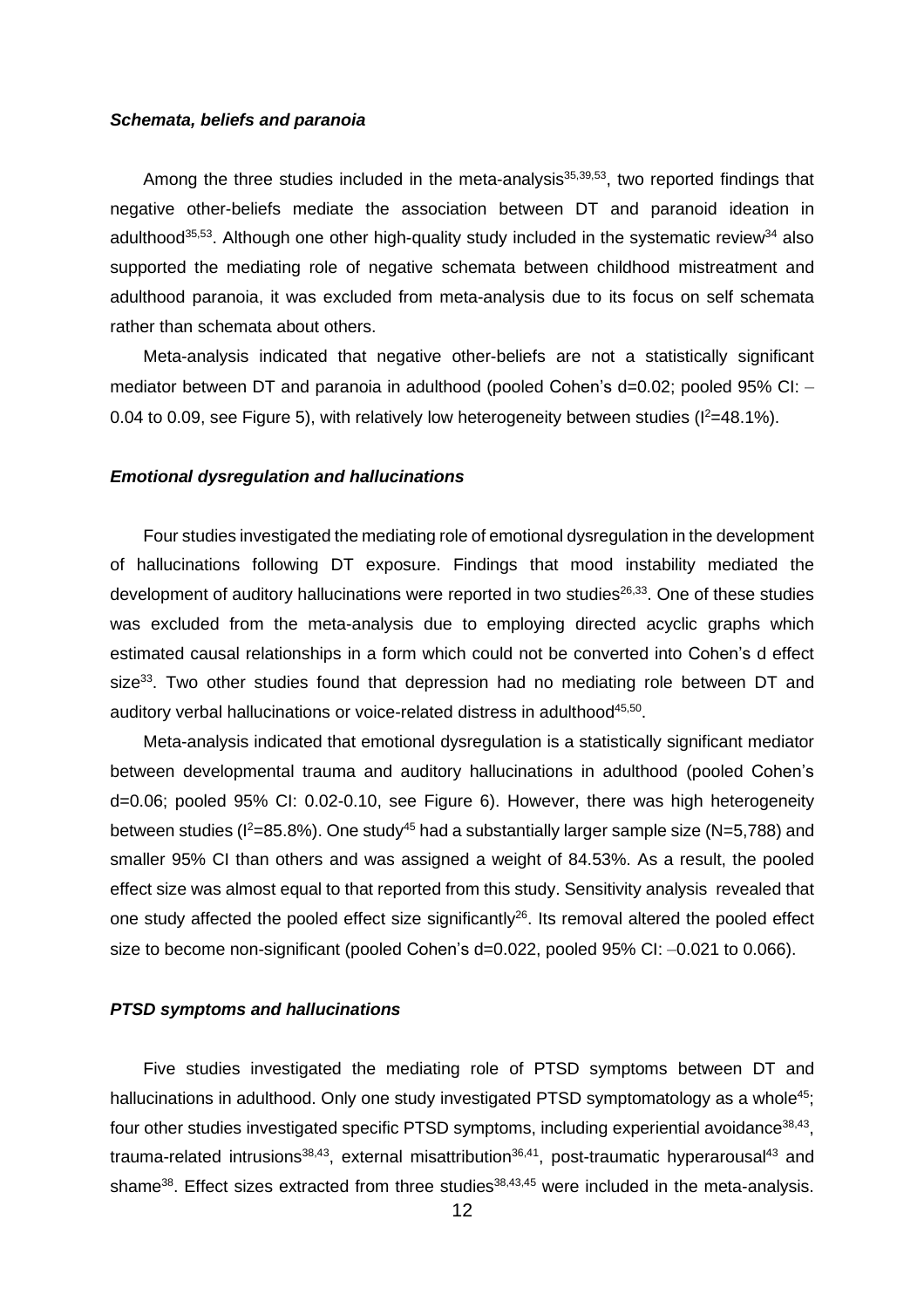### *Schemata, beliefs and paranoia*

Among the three studies included in the meta-analysis[35,39,53], two reported findings that negative other-beliefs mediate the association between DT and paranoid ideation in adulthood[35,53]. Although one other high-quality study included in the systematic review[34] also supported the mediating role of negative schemata between childhood mistreatment and adulthood paranoia, it was excluded from meta-analysis due to its focus on self schemata rather than schemata about others.

Meta-analysis indicated that negative other-beliefs are not a statistically significant mediator between DT and paranoia in adulthood (pooled Cohen's d=0.02; pooled 95% CI: −0.04 to 0.09, see Figure 5), with relatively low heterogeneity between studies ($I^2$=48.1%).

### *Emotional dysregulation and hallucinations*

Four studies investigated the mediating role of emotional dysregulation in the development of hallucinations following DT exposure. Findings that mood instability mediated the development of auditory hallucinations were reported in two studies[26,33]. One of these studies was excluded from the meta-analysis due to employing directed acyclic graphs which estimated causal relationships in a form which could not be converted into Cohen's d effect size[33]. Two other studies found that depression had no mediating role between DT and auditory verbal hallucinations or voice-related distress in adulthood[45,50].

Meta-analysis indicated that emotional dysregulation is a statistically significant mediator between developmental trauma and auditory hallucinations in adulthood (pooled Cohen's d=0.06; pooled 95% CI: 0.02-0.10, see Figure 6). However, there was high heterogeneity between studies ($I^2$=85.8%). One study[45] had a substantially larger sample size (N=5,788) and smaller 95% CI than others and was assigned a weight of 84.53%. As a result, the pooled effect size was almost equal to that reported from this study. Sensitivity analysis revealed that one study affected the pooled effect size significantly[26]. Its removal altered the pooled effect size to become non-significant (pooled Cohen's d=0.022, pooled 95% CI: −0.021 to 0.066).

### *PTSD symptoms and hallucinations*

Five studies investigated the mediating role of PTSD symptoms between DT and hallucinations in adulthood. Only one study investigated PTSD symptomatology as a whole[45]; four other studies investigated specific PTSD symptoms, including experiential avoidance[38,43], trauma-related intrusions[38,43], external misattribution[36,41], post-traumatic hyperarousal[43] and shame[38]. Effect sizes extracted from three studies[38,43,45] were included in the meta-analysis.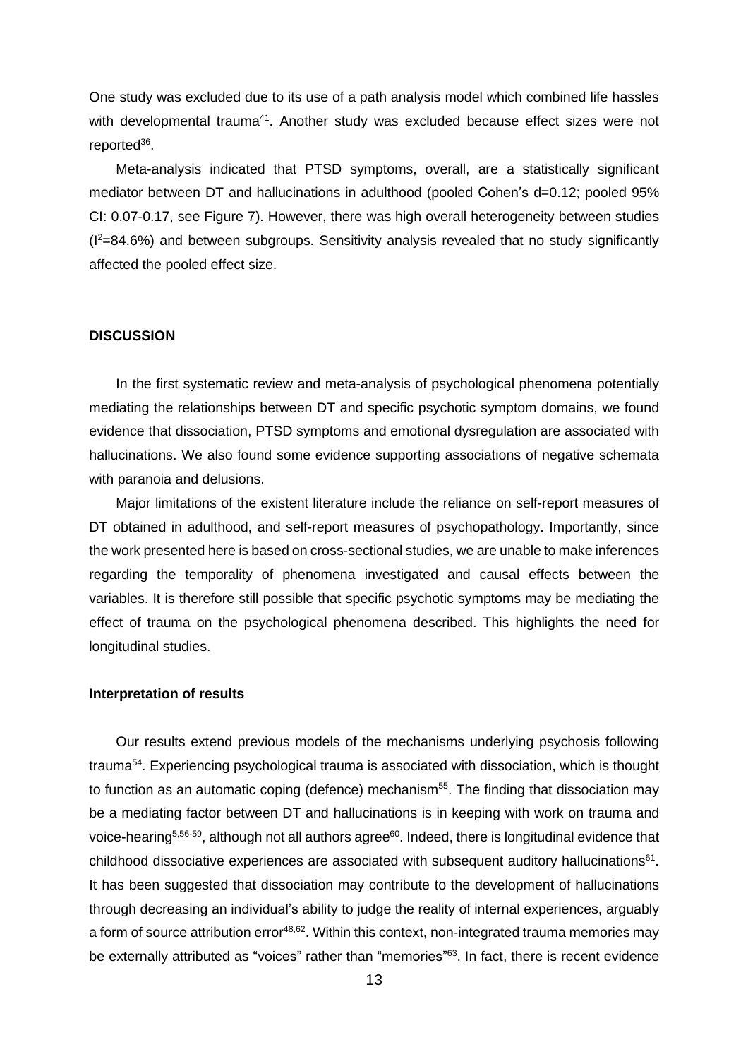One study was excluded due to its use of a path analysis model which combined life hassles with developmental trauma[41]. Another study was excluded because effect sizes were not reported[36].

Meta-analysis indicated that PTSD symptoms, overall, are a statistically significant mediator between DT and hallucinations in adulthood (pooled Cohen's d=0.12; pooled 95% CI: 0.07-0.17, see Figure 7). However, there was high overall heterogeneity between studies ($I^2$=84.6%) and between subgroups. Sensitivity analysis revealed that no study significantly affected the pooled effect size.

## DISCUSSION

In the first systematic review and meta-analysis of psychological phenomena potentially mediating the relationships between DT and specific psychotic symptom domains, we found evidence that dissociation, PTSD symptoms and emotional dysregulation are associated with hallucinations. We also found some evidence supporting associations of negative schemata with paranoia and delusions.

Major limitations of the existent literature include the reliance on self-report measures of DT obtained in adulthood, and self-report measures of psychopathology. Importantly, since the work presented here is based on cross-sectional studies, we are unable to make inferences regarding the temporality of phenomena investigated and causal effects between the variables. It is therefore still possible that specific psychotic symptoms may be mediating the effect of trauma on the psychological phenomena described. This highlights the need for longitudinal studies.

### Interpretation of results

Our results extend previous models of the mechanisms underlying psychosis following trauma[54]. Experiencing psychological trauma is associated with dissociation, which is thought to function as an automatic coping (defence) mechanism[55]. The finding that dissociation may be a mediating factor between DT and hallucinations is in keeping with work on trauma and voice-hearing[5,56-59], although not all authors agree[60]. Indeed, there is longitudinal evidence that childhood dissociative experiences are associated with subsequent auditory hallucinations[61]. It has been suggested that dissociation may contribute to the development of hallucinations through decreasing an individual's ability to judge the reality of internal experiences, arguably a form of source attribution error[48,62]. Within this context, non-integrated trauma memories may be externally attributed as "voices" rather than "memories"[63]. In fact, there is recent evidence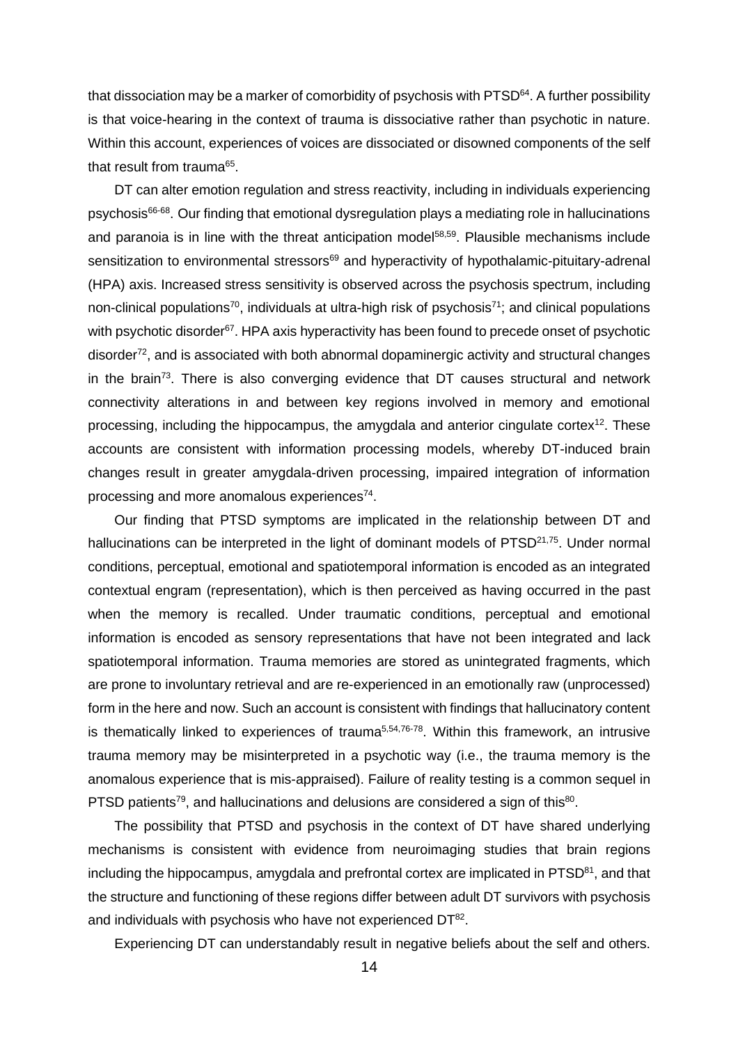that dissociation may be a marker of comorbidity of psychosis with PTSD[64]. A further possibility is that voice-hearing in the context of trauma is dissociative rather than psychotic in nature. Within this account, experiences of voices are dissociated or disowned components of the self that result from trauma[65].

DT can alter emotion regulation and stress reactivity, including in individuals experiencing psychosis[66-68]. Our finding that emotional dysregulation plays a mediating role in hallucinations and paranoia is in line with the threat anticipation model[58,59]. Plausible mechanisms include sensitization to environmental stressors[69] and hyperactivity of hypothalamic-pituitary-adrenal (HPA) axis. Increased stress sensitivity is observed across the psychosis spectrum, including non-clinical populations[70], individuals at ultra-high risk of psychosis[71]; and clinical populations with psychotic disorder[67]. HPA axis hyperactivity has been found to precede onset of psychotic disorder[72], and is associated with both abnormal dopaminergic activity and structural changes in the brain[73]. There is also converging evidence that DT causes structural and network connectivity alterations in and between key regions involved in memory and emotional processing, including the hippocampus, the amygdala and anterior cingulate cortex[12]. These accounts are consistent with information processing models, whereby DT-induced brain changes result in greater amygdala-driven processing, impaired integration of information processing and more anomalous experiences[74].

Our finding that PTSD symptoms are implicated in the relationship between DT and hallucinations can be interpreted in the light of dominant models of PTSD[21,75]. Under normal conditions, perceptual, emotional and spatiotemporal information is encoded as an integrated contextual engram (representation), which is then perceived as having occurred in the past when the memory is recalled. Under traumatic conditions, perceptual and emotional information is encoded as sensory representations that have not been integrated and lack spatiotemporal information. Trauma memories are stored as unintegrated fragments, which are prone to involuntary retrieval and are re-experienced in an emotionally raw (unprocessed) form in the here and now. Such an account is consistent with findings that hallucinatory content is thematically linked to experiences of trauma[5,54,76-78]. Within this framework, an intrusive trauma memory may be misinterpreted in a psychotic way (i.e., the trauma memory is the anomalous experience that is mis-appraised). Failure of reality testing is a common sequel in PTSD patients[79], and hallucinations and delusions are considered a sign of this[80].

The possibility that PTSD and psychosis in the context of DT have shared underlying mechanisms is consistent with evidence from neuroimaging studies that brain regions including the hippocampus, amygdala and prefrontal cortex are implicated in PTSD[81], and that the structure and functioning of these regions differ between adult DT survivors with psychosis and individuals with psychosis who have not experienced DT[82].

Experiencing DT can understandably result in negative beliefs about the self and others.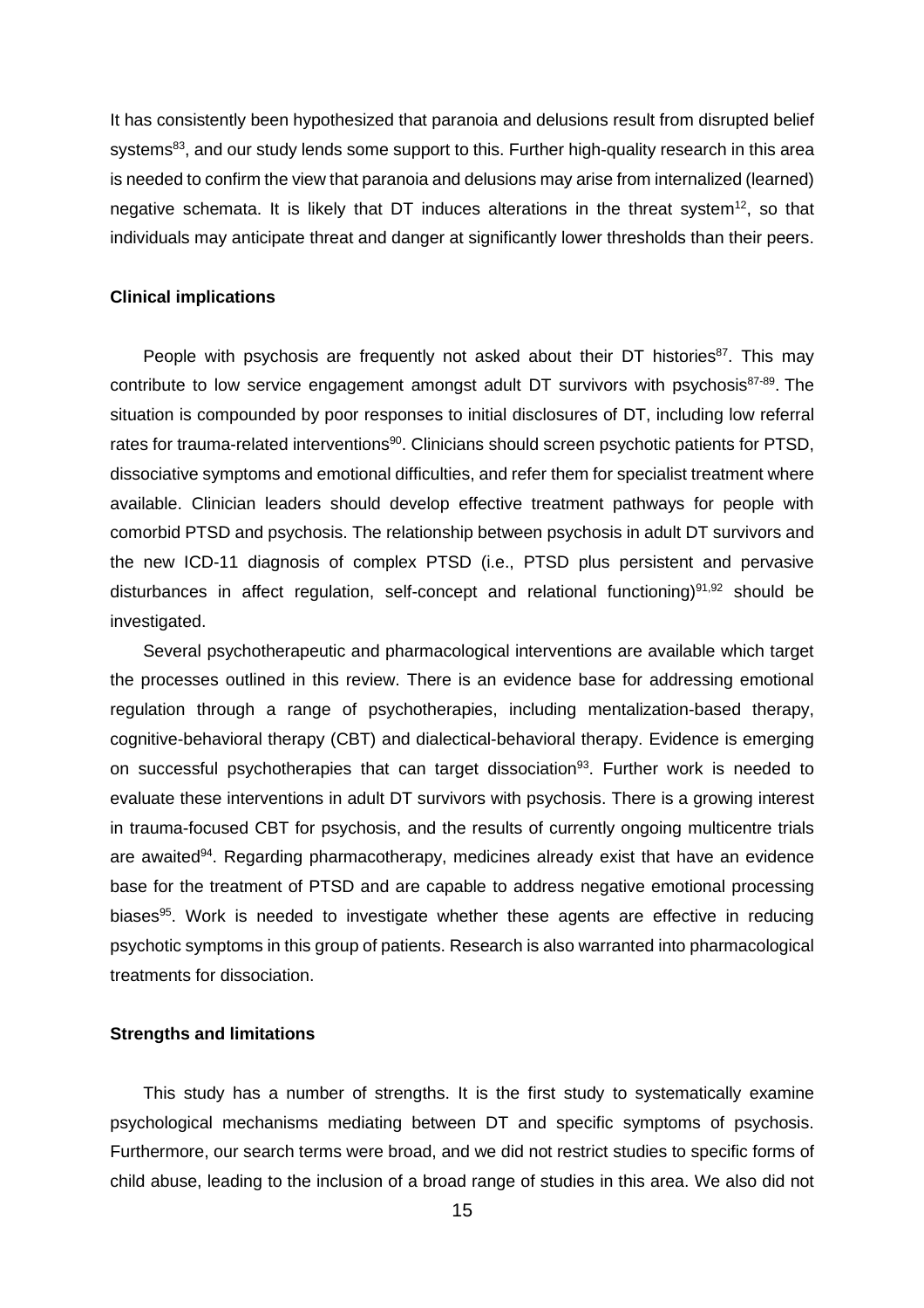It has consistently been hypothesized that paranoia and delusions result from disrupted belief systems[83], and our study lends some support to this. Further high-quality research in this area is needed to confirm the view that paranoia and delusions may arise from internalized (learned) negative schemata. It is likely that DT induces alterations in the threat system[12], so that individuals may anticipate threat and danger at significantly lower thresholds than their peers.

### Clinical implications

People with psychosis are frequently not asked about their DT histories[87]. This may contribute to low service engagement amongst adult DT survivors with psychosis[87-89]. The situation is compounded by poor responses to initial disclosures of DT, including low referral rates for trauma-related interventions[90]. Clinicians should screen psychotic patients for PTSD, dissociative symptoms and emotional difficulties, and refer them for specialist treatment where available. Clinician leaders should develop effective treatment pathways for people with comorbid PTSD and psychosis. The relationship between psychosis in adult DT survivors and the new ICD-11 diagnosis of complex PTSD (i.e., PTSD plus persistent and pervasive disturbances in affect regulation, self-concept and relational functioning)[91,92] should be investigated.

Several psychotherapeutic and pharmacological interventions are available which target the processes outlined in this review. There is an evidence base for addressing emotional regulation through a range of psychotherapies, including mentalization-based therapy, cognitive-behavioral therapy (CBT) and dialectical-behavioral therapy. Evidence is emerging on successful psychotherapies that can target dissociation[93]. Further work is needed to evaluate these interventions in adult DT survivors with psychosis. There is a growing interest in trauma-focused CBT for psychosis, and the results of currently ongoing multicentre trials are awaited[94]. Regarding pharmacotherapy, medicines already exist that have an evidence base for the treatment of PTSD and are capable to address negative emotional processing biases[95]. Work is needed to investigate whether these agents are effective in reducing psychotic symptoms in this group of patients. Research is also warranted into pharmacological treatments for dissociation.

### Strengths and limitations

This study has a number of strengths. It is the first study to systematically examine psychological mechanisms mediating between DT and specific symptoms of psychosis. Furthermore, our search terms were broad, and we did not restrict studies to specific forms of child abuse, leading to the inclusion of a broad range of studies in this area. We also did not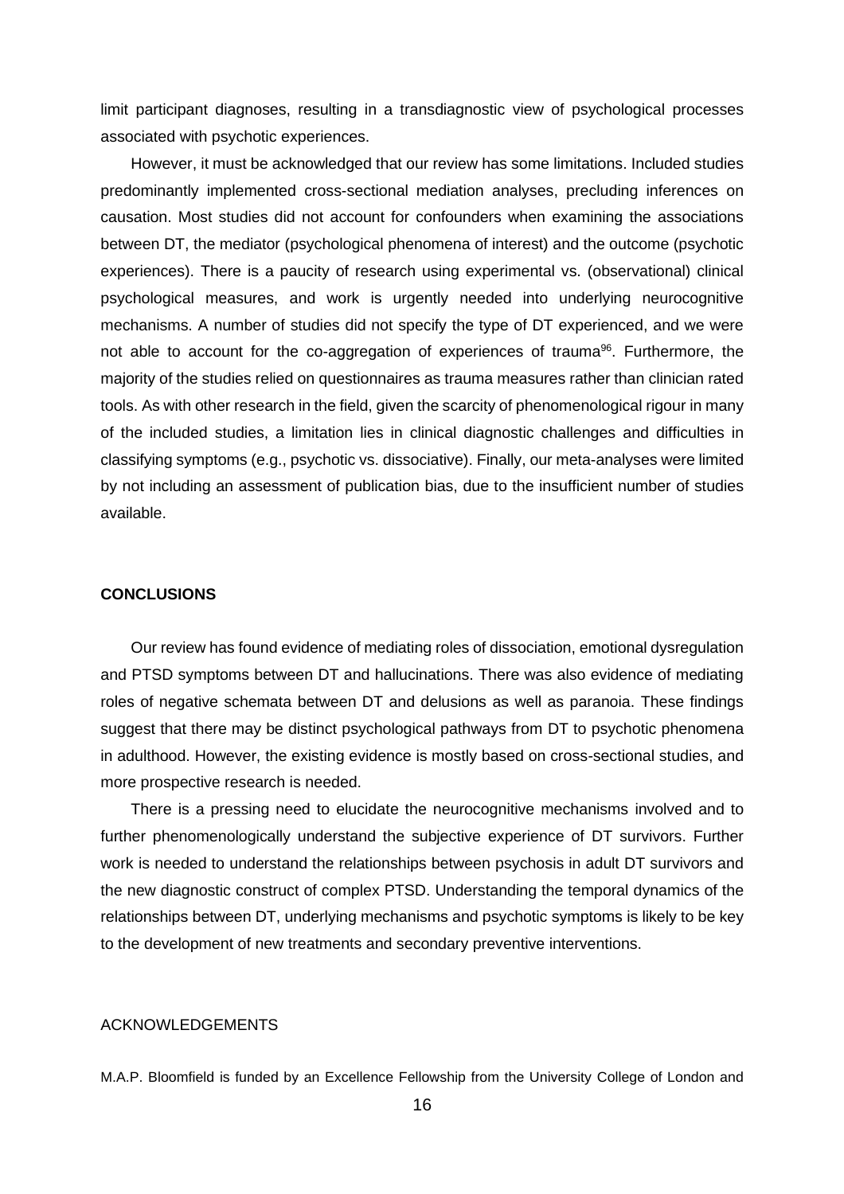limit participant diagnoses, resulting in a transdiagnostic view of psychological processes associated with psychotic experiences.

However, it must be acknowledged that our review has some limitations. Included studies predominantly implemented cross-sectional mediation analyses, precluding inferences on causation. Most studies did not account for confounders when examining the associations between DT, the mediator (psychological phenomena of interest) and the outcome (psychotic experiences). There is a paucity of research using experimental vs. (observational) clinical psychological measures, and work is urgently needed into underlying neurocognitive mechanisms. A number of studies did not specify the type of DT experienced, and we were not able to account for the co-aggregation of experiences of trauma[96]. Furthermore, the majority of the studies relied on questionnaires as trauma measures rather than clinician rated tools. As with other research in the field, given the scarcity of phenomenological rigour in many of the included studies, a limitation lies in clinical diagnostic challenges and difficulties in classifying symptoms (e.g., psychotic vs. dissociative). Finally, our meta-analyses were limited by not including an assessment of publication bias, due to the insufficient number of studies available.

## CONCLUSIONS

Our review has found evidence of mediating roles of dissociation, emotional dysregulation and PTSD symptoms between DT and hallucinations. There was also evidence of mediating roles of negative schemata between DT and delusions as well as paranoia. These findings suggest that there may be distinct psychological pathways from DT to psychotic phenomena in adulthood. However, the existing evidence is mostly based on cross-sectional studies, and more prospective research is needed.

There is a pressing need to elucidate the neurocognitive mechanisms involved and to further phenomenologically understand the subjective experience of DT survivors. Further work is needed to understand the relationships between psychosis in adult DT survivors and the new diagnostic construct of complex PTSD. Understanding the temporal dynamics of the relationships between DT, underlying mechanisms and psychotic symptoms is likely to be key to the development of new treatments and secondary preventive interventions.

ACKNOWLEDGEMENTS

M.A.P. Bloomfield is funded by an Excellence Fellowship from the University College of London and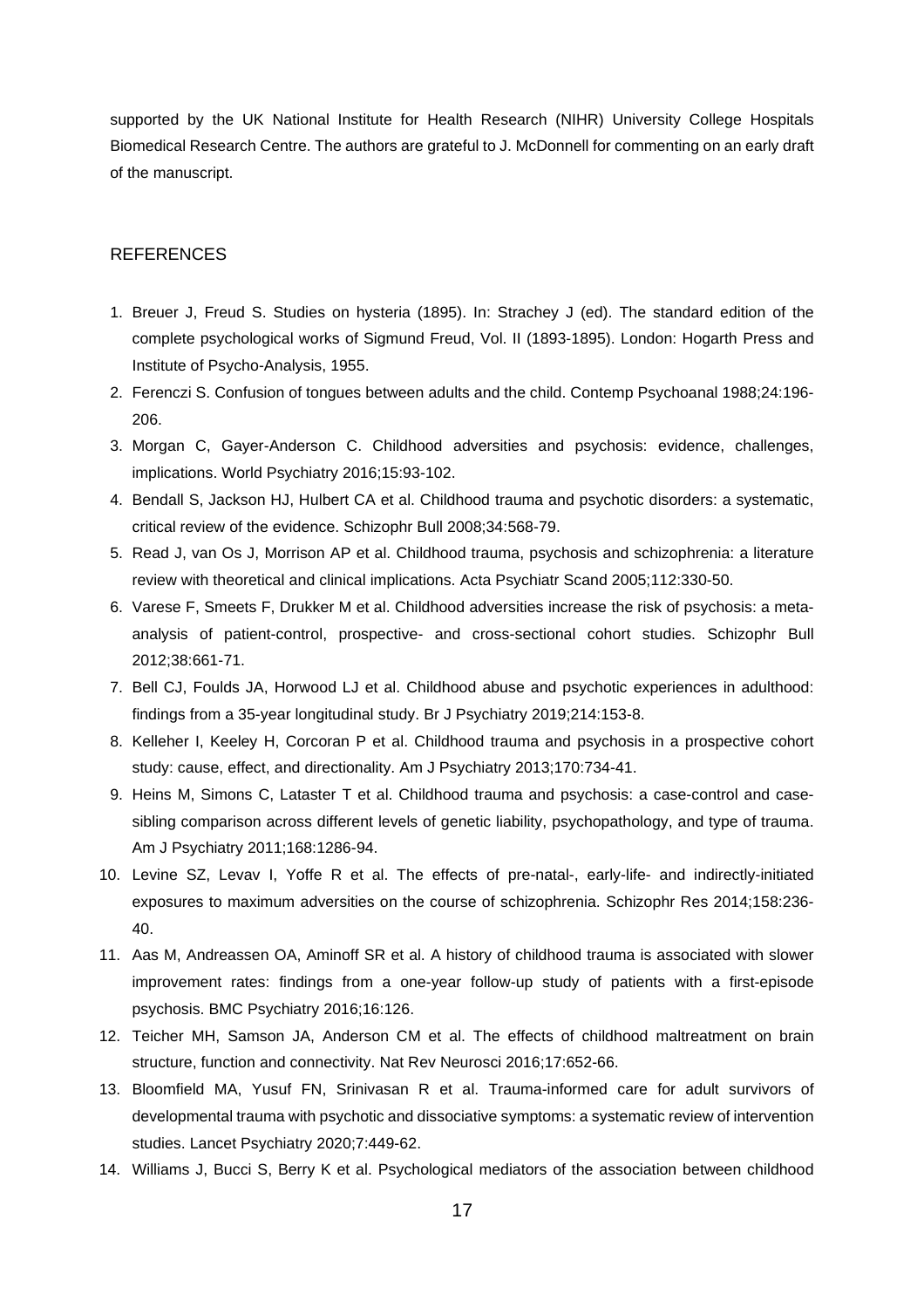supported by the UK National Institute for Health Research (NIHR) University College Hospitals Biomedical Research Centre. The authors are grateful to J. McDonnell for commenting on an early draft of the manuscript.

## REFERENCES

1. Breuer J, Freud S. Studies on hysteria (1895). In: Strachey J (ed). The standard edition of the complete psychological works of Sigmund Freud, Vol. II (1893-1895). London: Hogarth Press and Institute of Psycho-Analysis, 1955.
2. Ferenczi S. Confusion of tongues between adults and the child. Contemp Psychoanal 1988;24:196-206.
3. Morgan C, Gayer-Anderson C. Childhood adversities and psychosis: evidence, challenges, implications. World Psychiatry 2016;15:93-102.
4. Bendall S, Jackson HJ, Hulbert CA et al. Childhood trauma and psychotic disorders: a systematic, critical review of the evidence. Schizophr Bull 2008;34:568-79.
5. Read J, van Os J, Morrison AP et al. Childhood trauma, psychosis and schizophrenia: a literature review with theoretical and clinical implications. Acta Psychiatr Scand 2005;112:330-50.
6. Varese F, Smeets F, Drukker M et al. Childhood adversities increase the risk of psychosis: a meta-analysis of patient-control, prospective- and cross-sectional cohort studies. Schizophr Bull 2012;38:661-71.
7. Bell CJ, Foulds JA, Horwood LJ et al. Childhood abuse and psychotic experiences in adulthood: findings from a 35-year longitudinal study. Br J Psychiatry 2019;214:153-8.
8. Kelleher I, Keeley H, Corcoran P et al. Childhood trauma and psychosis in a prospective cohort study: cause, effect, and directionality. Am J Psychiatry 2013;170:734-41.
9. Heins M, Simons C, Lataster T et al. Childhood trauma and psychosis: a case-control and case-sibling comparison across different levels of genetic liability, psychopathology, and type of trauma. Am J Psychiatry 2011;168:1286-94.
10. Levine SZ, Levav I, Yoffe R et al. The effects of pre-natal-, early-life- and indirectly-initiated exposures to maximum adversities on the course of schizophrenia. Schizophr Res 2014;158:236-40.
11. Aas M, Andreassen OA, Aminoff SR et al. A history of childhood trauma is associated with slower improvement rates: findings from a one-year follow-up study of patients with a first-episode psychosis. BMC Psychiatry 2016;16:126.
12. Teicher MH, Samson JA, Anderson CM et al. The effects of childhood maltreatment on brain structure, function and connectivity. Nat Rev Neurosci 2016;17:652-66.
13. Bloomfield MA, Yusuf FN, Srinivasan R et al. Trauma-informed care for adult survivors of developmental trauma with psychotic and dissociative symptoms: a systematic review of intervention studies. Lancet Psychiatry 2020;7:449-62.
14. Williams J, Bucci S, Berry K et al. Psychological mediators of the association between childhood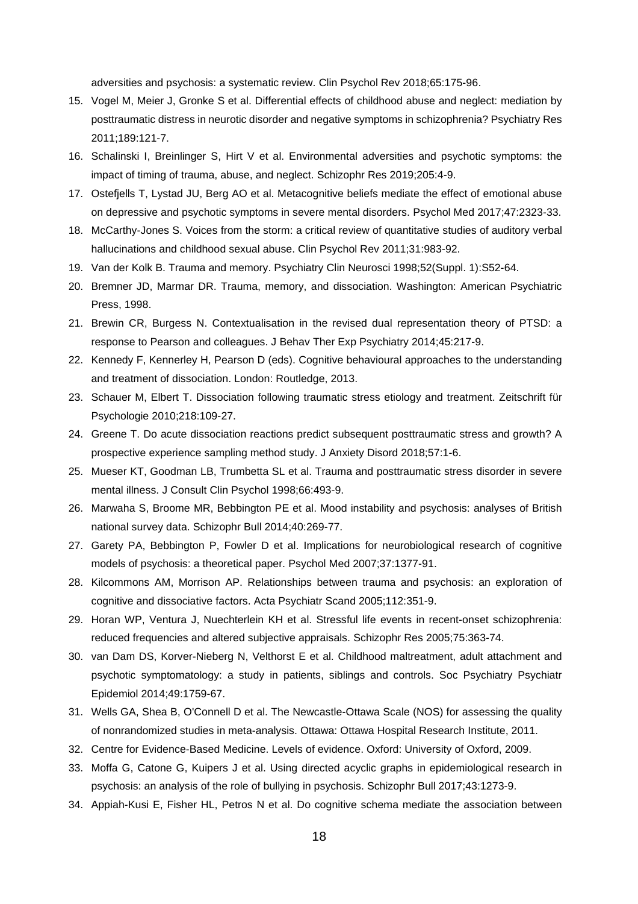adversities and psychosis: a systematic review. Clin Psychol Rev 2018;65:175-96.

15. Vogel M, Meier J, Gronke S et al. Differential effects of childhood abuse and neglect: mediation by posttraumatic distress in neurotic disorder and negative symptoms in schizophrenia? Psychiatry Res 2011;189:121-7.
16. Schalinski I, Breinlinger S, Hirt V et al. Environmental adversities and psychotic symptoms: the impact of timing of trauma, abuse, and neglect. Schizophr Res 2019;205:4-9.
17. Ostefjells T, Lystad JU, Berg AO et al. Metacognitive beliefs mediate the effect of emotional abuse on depressive and psychotic symptoms in severe mental disorders. Psychol Med 2017;47:2323-33.
18. McCarthy-Jones S. Voices from the storm: a critical review of quantitative studies of auditory verbal hallucinations and childhood sexual abuse. Clin Psychol Rev 2011;31:983-92.
19. Van der Kolk B. Trauma and memory. Psychiatry Clin Neurosci 1998;52(Suppl. 1):S52-64.
20. Bremner JD, Marmar DR. Trauma, memory, and dissociation. Washington: American Psychiatric Press, 1998.
21. Brewin CR, Burgess N. Contextualisation in the revised dual representation theory of PTSD: a response to Pearson and colleagues. J Behav Ther Exp Psychiatry 2014;45:217-9.
22. Kennedy F, Kennerley H, Pearson D (eds). Cognitive behavioural approaches to the understanding and treatment of dissociation. London: Routledge, 2013.
23. Schauer M, Elbert T. Dissociation following traumatic stress etiology and treatment. Zeitschrift für Psychologie 2010;218:109-27.
24. Greene T. Do acute dissociation reactions predict subsequent posttraumatic stress and growth? A prospective experience sampling method study. J Anxiety Disord 2018;57:1-6.
25. Mueser KT, Goodman LB, Trumbetta SL et al. Trauma and posttraumatic stress disorder in severe mental illness. J Consult Clin Psychol 1998;66:493-9.
26. Marwaha S, Broome MR, Bebbington PE et al. Mood instability and psychosis: analyses of British national survey data. Schizophr Bull 2014;40:269-77.
27. Garety PA, Bebbington P, Fowler D et al. Implications for neurobiological research of cognitive models of psychosis: a theoretical paper. Psychol Med 2007;37:1377-91.
28. Kilcommons AM, Morrison AP. Relationships between trauma and psychosis: an exploration of cognitive and dissociative factors. Acta Psychiatr Scand 2005;112:351-9.
29. Horan WP, Ventura J, Nuechterlein KH et al. Stressful life events in recent-onset schizophrenia: reduced frequencies and altered subjective appraisals. Schizophr Res 2005;75:363-74.
30. van Dam DS, Korver-Nieberg N, Velthorst E et al. Childhood maltreatment, adult attachment and psychotic symptomatology: a study in patients, siblings and controls. Soc Psychiatry Psychiatr Epidemiol 2014;49:1759-67.
31. Wells GA, Shea B, O'Connell D et al. The Newcastle-Ottawa Scale (NOS) for assessing the quality of nonrandomized studies in meta-analysis. Ottawa: Ottawa Hospital Research Institute, 2011.
32. Centre for Evidence-Based Medicine. Levels of evidence. Oxford: University of Oxford, 2009.
33. Moffa G, Catone G, Kuipers J et al. Using directed acyclic graphs in epidemiological research in psychosis: an analysis of the role of bullying in psychosis. Schizophr Bull 2017;43:1273-9.
34. Appiah-Kusi E, Fisher HL, Petros N et al. Do cognitive schema mediate the association between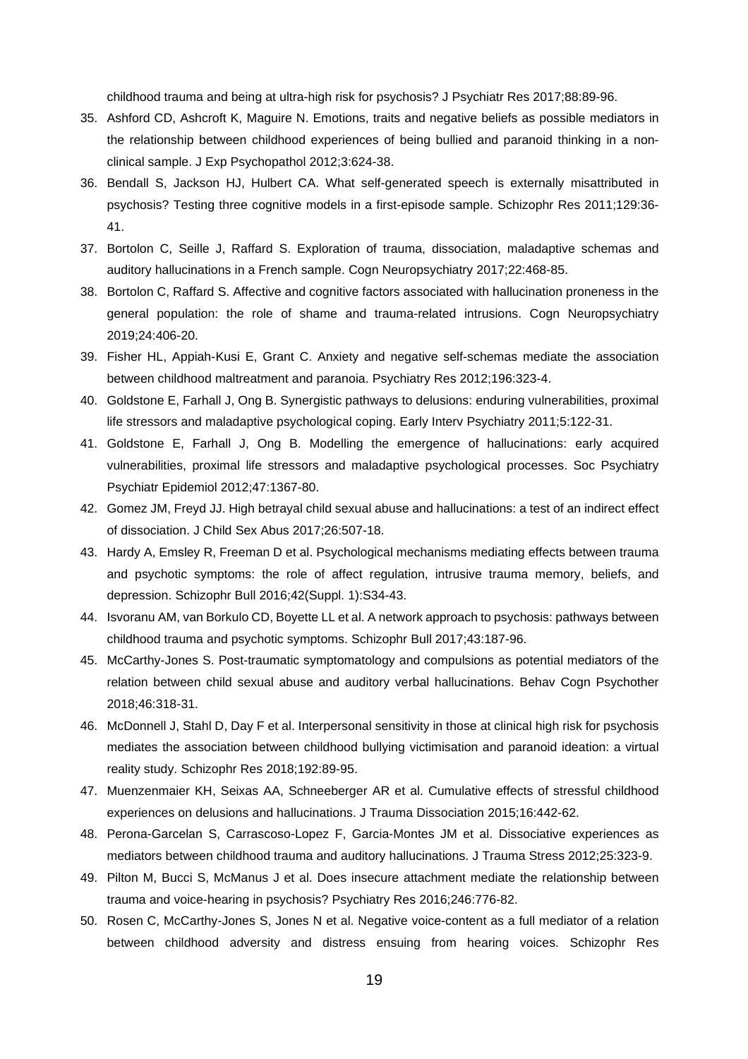childhood trauma and being at ultra-high risk for psychosis? J Psychiatr Res 2017;88:89-96.

35. Ashford CD, Ashcroft K, Maguire N. Emotions, traits and negative beliefs as possible mediators in the relationship between childhood experiences of being bullied and paranoid thinking in a non-clinical sample. J Exp Psychopathol 2012;3:624-38.
36. Bendall S, Jackson HJ, Hulbert CA. What self-generated speech is externally misattributed in psychosis? Testing three cognitive models in a first-episode sample. Schizophr Res 2011;129:36-41.
37. Bortolon C, Seille J, Raffard S. Exploration of trauma, dissociation, maladaptive schemas and auditory hallucinations in a French sample. Cogn Neuropsychiatry 2017;22:468-85.
38. Bortolon C, Raffard S. Affective and cognitive factors associated with hallucination proneness in the general population: the role of shame and trauma-related intrusions. Cogn Neuropsychiatry 2019;24:406-20.
39. Fisher HL, Appiah-Kusi E, Grant C. Anxiety and negative self-schemas mediate the association between childhood maltreatment and paranoia. Psychiatry Res 2012;196:323-4.
40. Goldstone E, Farhall J, Ong B. Synergistic pathways to delusions: enduring vulnerabilities, proximal life stressors and maladaptive psychological coping. Early Interv Psychiatry 2011;5:122-31.
41. Goldstone E, Farhall J, Ong B. Modelling the emergence of hallucinations: early acquired vulnerabilities, proximal life stressors and maladaptive psychological processes. Soc Psychiatry Psychiatr Epidemiol 2012;47:1367-80.
42. Gomez JM, Freyd JJ. High betrayal child sexual abuse and hallucinations: a test of an indirect effect of dissociation. J Child Sex Abus 2017;26:507-18.
43. Hardy A, Emsley R, Freeman D et al. Psychological mechanisms mediating effects between trauma and psychotic symptoms: the role of affect regulation, intrusive trauma memory, beliefs, and depression. Schizophr Bull 2016;42(Suppl. 1):S34-43.
44. Isvoranu AM, van Borkulo CD, Boyette LL et al. A network approach to psychosis: pathways between childhood trauma and psychotic symptoms. Schizophr Bull 2017;43:187-96.
45. McCarthy-Jones S. Post-traumatic symptomatology and compulsions as potential mediators of the relation between child sexual abuse and auditory verbal hallucinations. Behav Cogn Psychother 2018;46:318-31.
46. McDonnell J, Stahl D, Day F et al. Interpersonal sensitivity in those at clinical high risk for psychosis mediates the association between childhood bullying victimisation and paranoid ideation: a virtual reality study. Schizophr Res 2018;192:89-95.
47. Muenzenmaier KH, Seixas AA, Schneeberger AR et al. Cumulative effects of stressful childhood experiences on delusions and hallucinations. J Trauma Dissociation 2015;16:442-62.
48. Perona-Garcelan S, Carrascoso-Lopez F, Garcia-Montes JM et al. Dissociative experiences as mediators between childhood trauma and auditory hallucinations. J Trauma Stress 2012;25:323-9.
49. Pilton M, Bucci S, McManus J et al. Does insecure attachment mediate the relationship between trauma and voice-hearing in psychosis? Psychiatry Res 2016;246:776-82.
50. Rosen C, McCarthy-Jones S, Jones N et al. Negative voice-content as a full mediator of a relation between childhood adversity and distress ensuing from hearing voices. Schizophr Res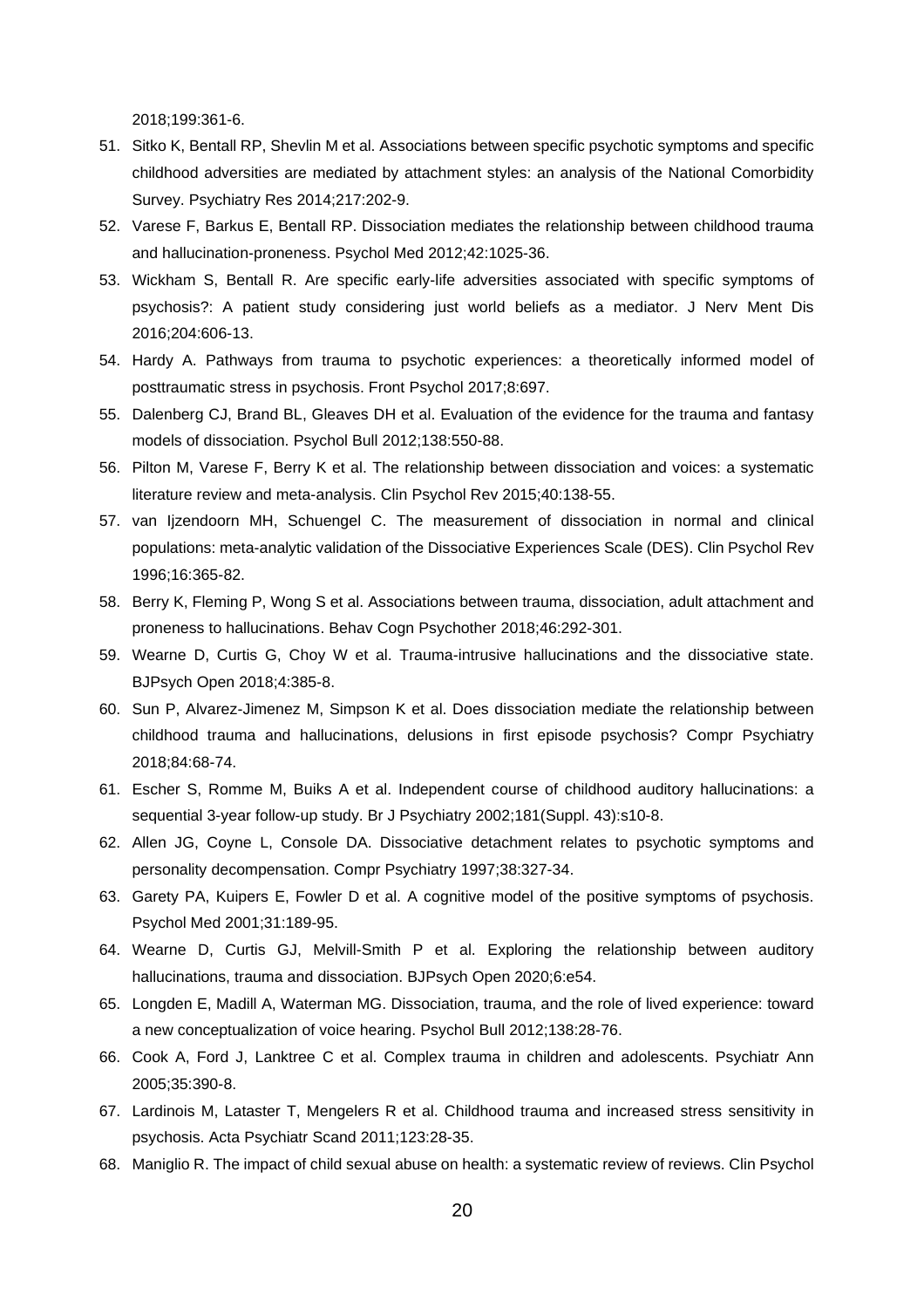2018;199:361-6.

51. Sitko K, Bentall RP, Shevlin M et al. Associations between specific psychotic symptoms and specific childhood adversities are mediated by attachment styles: an analysis of the National Comorbidity Survey. Psychiatry Res 2014;217:202-9.
52. Varese F, Barkus E, Bentall RP. Dissociation mediates the relationship between childhood trauma and hallucination-proneness. Psychol Med 2012;42:1025-36.
53. Wickham S, Bentall R. Are specific early-life adversities associated with specific symptoms of psychosis?: A patient study considering just world beliefs as a mediator. J Nerv Ment Dis 2016;204:606-13.
54. Hardy A. Pathways from trauma to psychotic experiences: a theoretically informed model of posttraumatic stress in psychosis. Front Psychol 2017;8:697.
55. Dalenberg CJ, Brand BL, Gleaves DH et al. Evaluation of the evidence for the trauma and fantasy models of dissociation. Psychol Bull 2012;138:550-88.
56. Pilton M, Varese F, Berry K et al. The relationship between dissociation and voices: a systematic literature review and meta-analysis. Clin Psychol Rev 2015;40:138-55.
57. van Ijzendoorn MH, Schuengel C. The measurement of dissociation in normal and clinical populations: meta-analytic validation of the Dissociative Experiences Scale (DES). Clin Psychol Rev 1996;16:365-82.
58. Berry K, Fleming P, Wong S et al. Associations between trauma, dissociation, adult attachment and proneness to hallucinations. Behav Cogn Psychother 2018;46:292-301.
59. Wearne D, Curtis G, Choy W et al. Trauma-intrusive hallucinations and the dissociative state. BJPsych Open 2018;4:385-8.
60. Sun P, Alvarez-Jimenez M, Simpson K et al. Does dissociation mediate the relationship between childhood trauma and hallucinations, delusions in first episode psychosis? Compr Psychiatry 2018;84:68-74.
61. Escher S, Romme M, Buiks A et al. Independent course of childhood auditory hallucinations: a sequential 3-year follow-up study. Br J Psychiatry 2002;181(Suppl. 43):s10-8.
62. Allen JG, Coyne L, Console DA. Dissociative detachment relates to psychotic symptoms and personality decompensation. Compr Psychiatry 1997;38:327-34.
63. Garety PA, Kuipers E, Fowler D et al. A cognitive model of the positive symptoms of psychosis. Psychol Med 2001;31:189-95.
64. Wearne D, Curtis GJ, Melvill-Smith P et al. Exploring the relationship between auditory hallucinations, trauma and dissociation. BJPsych Open 2020;6:e54.
65. Longden E, Madill A, Waterman MG. Dissociation, trauma, and the role of lived experience: toward a new conceptualization of voice hearing. Psychol Bull 2012;138:28-76.
66. Cook A, Ford J, Lanktree C et al. Complex trauma in children and adolescents. Psychiatr Ann 2005;35:390-8.
67. Lardinois M, Lataster T, Mengelers R et al. Childhood trauma and increased stress sensitivity in psychosis. Acta Psychiatr Scand 2011;123:28-35.
68. Maniglio R. The impact of child sexual abuse on health: a systematic review of reviews. Clin Psychol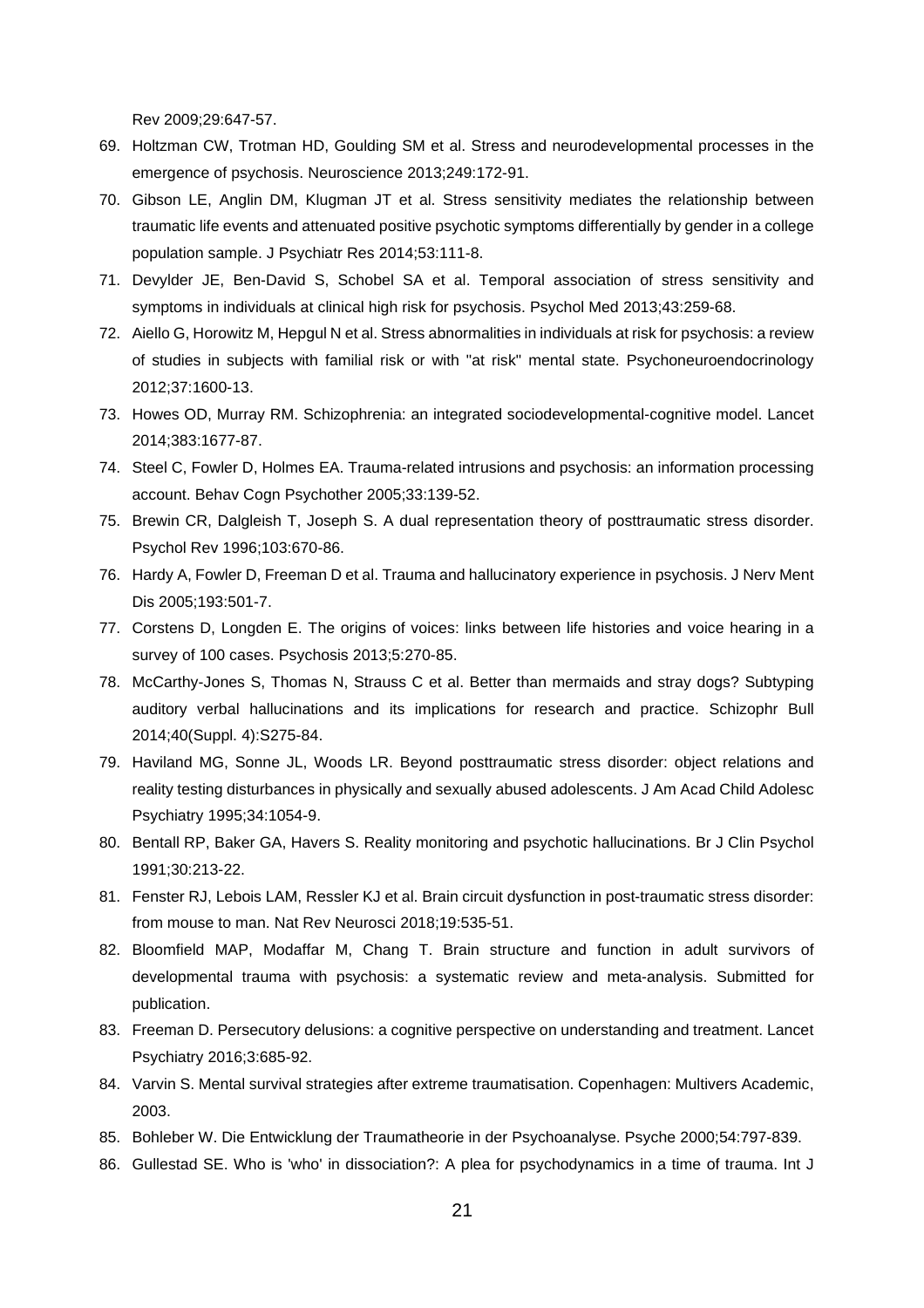Rev 2009;29:647-57.

69. Holtzman CW, Trotman HD, Goulding SM et al. Stress and neurodevelopmental processes in the emergence of psychosis. Neuroscience 2013;249:172-91.
70. Gibson LE, Anglin DM, Klugman JT et al. Stress sensitivity mediates the relationship between traumatic life events and attenuated positive psychotic symptoms differentially by gender in a college population sample. J Psychiatr Res 2014;53:111-8.
71. Devylder JE, Ben-David S, Schobel SA et al. Temporal association of stress sensitivity and symptoms in individuals at clinical high risk for psychosis. Psychol Med 2013;43:259-68.
72. Aiello G, Horowitz M, Hepgul N et al. Stress abnormalities in individuals at risk for psychosis: a review of studies in subjects with familial risk or with "at risk" mental state. Psychoneuroendocrinology 2012;37:1600-13.
73. Howes OD, Murray RM. Schizophrenia: an integrated sociodevelopmental-cognitive model. Lancet 2014;383:1677-87.
74. Steel C, Fowler D, Holmes EA. Trauma-related intrusions and psychosis: an information processing account. Behav Cogn Psychother 2005;33:139-52.
75. Brewin CR, Dalgleish T, Joseph S. A dual representation theory of posttraumatic stress disorder. Psychol Rev 1996;103:670-86.
76. Hardy A, Fowler D, Freeman D et al. Trauma and hallucinatory experience in psychosis. J Nerv Ment Dis 2005;193:501-7.
77. Corstens D, Longden E. The origins of voices: links between life histories and voice hearing in a survey of 100 cases. Psychosis 2013;5:270-85.
78. McCarthy-Jones S, Thomas N, Strauss C et al. Better than mermaids and stray dogs? Subtyping auditory verbal hallucinations and its implications for research and practice. Schizophr Bull 2014;40(Suppl. 4):S275-84.
79. Haviland MG, Sonne JL, Woods LR. Beyond posttraumatic stress disorder: object relations and reality testing disturbances in physically and sexually abused adolescents. J Am Acad Child Adolesc Psychiatry 1995;34:1054-9.
80. Bentall RP, Baker GA, Havers S. Reality monitoring and psychotic hallucinations. Br J Clin Psychol 1991;30:213-22.
81. Fenster RJ, Lebois LAM, Ressler KJ et al. Brain circuit dysfunction in post-traumatic stress disorder: from mouse to man. Nat Rev Neurosci 2018;19:535-51.
82. Bloomfield MAP, Modaffar M, Chang T. Brain structure and function in adult survivors of developmental trauma with psychosis: a systematic review and meta-analysis. Submitted for publication.
83. Freeman D. Persecutory delusions: a cognitive perspective on understanding and treatment. Lancet Psychiatry 2016;3:685-92.
84. Varvin S. Mental survival strategies after extreme traumatisation. Copenhagen: Multivers Academic, 2003.
85. Bohleber W. Die Entwicklung der Traumatheorie in der Psychoanalyse. Psyche 2000;54:797-839.
86. Gullestad SE. Who is 'who' in dissociation?: A plea for psychodynamics in a time of trauma. Int J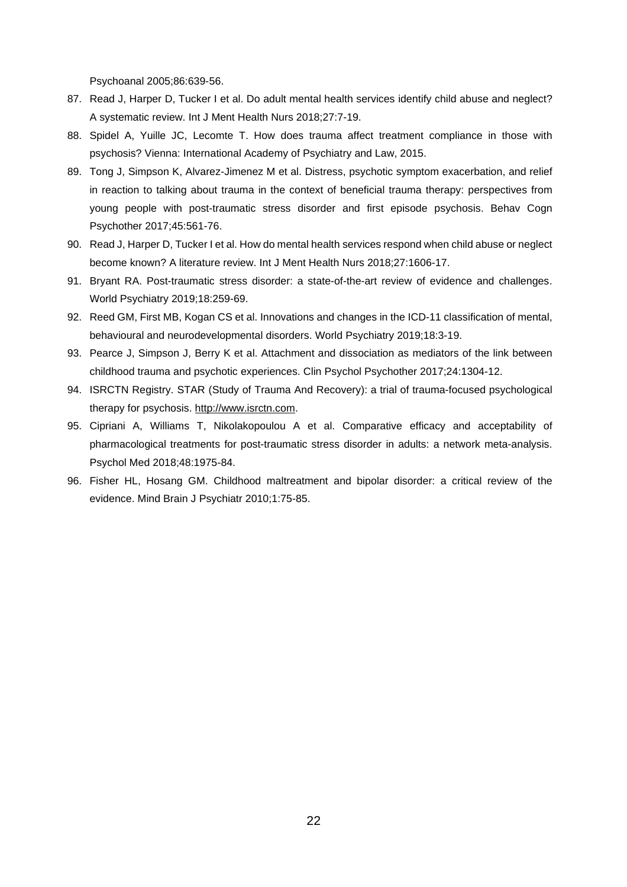Psychoanal 2005;86:639-56.

87. Read J, Harper D, Tucker I et al. Do adult mental health services identify child abuse and neglect? A systematic review. Int J Ment Health Nurs 2018;27:7-19.
88. Spidel A, Yuille JC, Lecomte T. How does trauma affect treatment compliance in those with psychosis? Vienna: International Academy of Psychiatry and Law, 2015.
89. Tong J, Simpson K, Alvarez-Jimenez M et al. Distress, psychotic symptom exacerbation, and relief in reaction to talking about trauma in the context of beneficial trauma therapy: perspectives from young people with post-traumatic stress disorder and first episode psychosis. Behav Cogn Psychother 2017;45:561-76.
90. Read J, Harper D, Tucker I et al. How do mental health services respond when child abuse or neglect become known? A literature review. Int J Ment Health Nurs 2018;27:1606-17.
91. Bryant RA. Post-traumatic stress disorder: a state-of-the-art review of evidence and challenges. World Psychiatry 2019;18:259-69.
92. Reed GM, First MB, Kogan CS et al. Innovations and changes in the ICD-11 classification of mental, behavioural and neurodevelopmental disorders. World Psychiatry 2019;18:3-19.
93. Pearce J, Simpson J, Berry K et al. Attachment and dissociation as mediators of the link between childhood trauma and psychotic experiences. Clin Psychol Psychother 2017;24:1304-12.
94. ISRCTN Registry. STAR (Study of Trauma And Recovery): a trial of trauma-focused psychological therapy for psychosis. http://www.isrctn.com.
95. Cipriani A, Williams T, Nikolakopoulou A et al. Comparative efficacy and acceptability of pharmacological treatments for post-traumatic stress disorder in adults: a network meta-analysis. Psychol Med 2018;48:1975-84.
96. Fisher HL, Hosang GM. Childhood maltreatment and bipolar disorder: a critical review of the evidence. Mind Brain J Psychiatr 2010;1:75-85.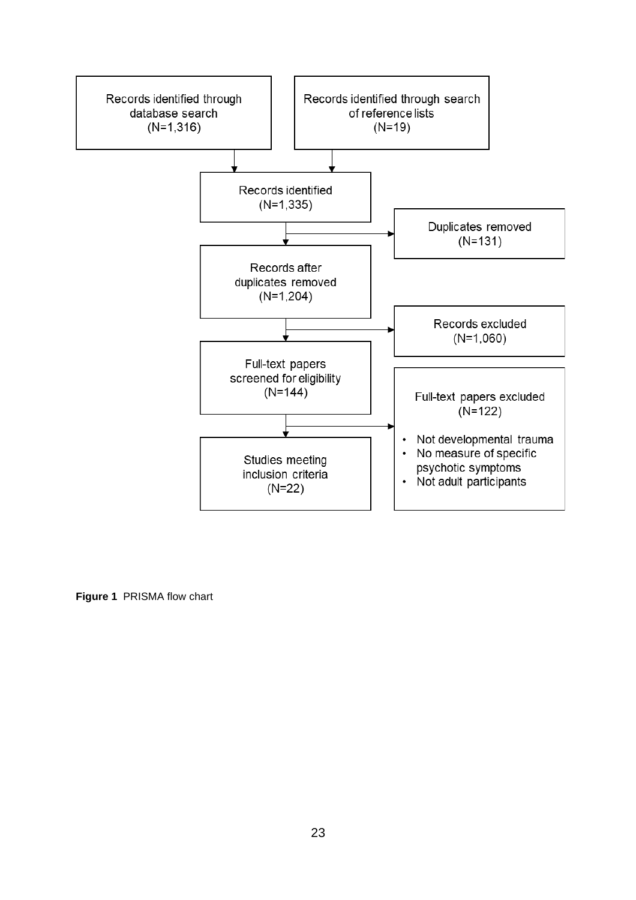Records identified through database search (N=1,316)

Records identified through search of reference lists (N=19)

Records identified (N=1,335)

Duplicates removed (N=131)

Records after duplicates removed (N=1,204)

Records excluded (N=1,060)

Full-text papers screened for eligibility (N=144)

Full-text papers excluded (N=122)

- Not developmental trauma
- No measure of specific psychotic symptoms
- Not adult participants

Studies meeting inclusion criteria (N=22)

**Figure 1** PRISMA flow chart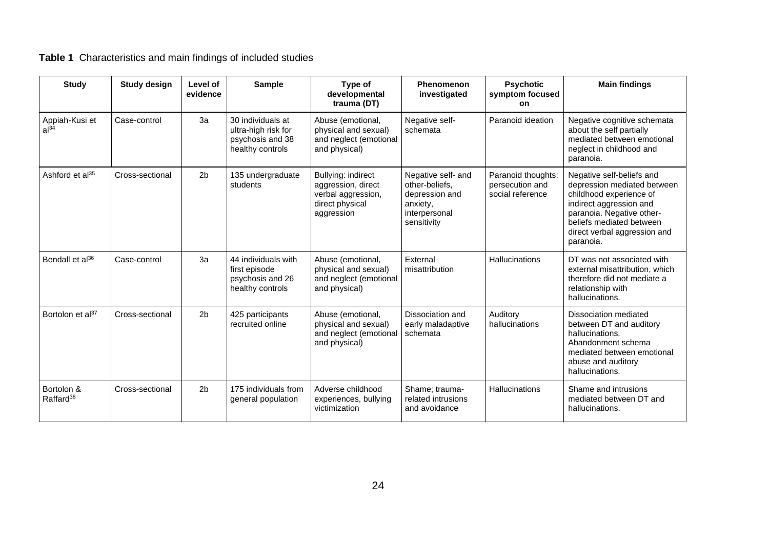**Table 1** Characteristics and main findings of included studies

| Study | Study design | Level of evidence | Sample | Type of developmental trauma (DT) | Phenomenon investigated | Psychotic symptom focused on | Main findings |
|---|---|---|---|---|---|---|---|
| Appiah-Kusi et al[34] | Case-control | 3a | 30 individuals at ultra-high risk for psychosis and 38 healthy controls | Abuse (emotional, physical and sexual) and neglect (emotional and physical) | Negative self-schemata | Paranoid ideation | Negative cognitive schemata about the self partially mediated between emotional neglect in childhood and paranoia. |
| Ashford et al[35] | Cross-sectional | 2b | 135 undergraduate students | Bullying: indirect aggression, direct verbal aggression, direct physical aggression | Negative self- and other-beliefs, depression and anxiety, interpersonal sensitivity | Paranoid thoughts: persecution and social reference | Negative self-beliefs and depression mediated between childhood experience of indirect aggression and paranoia. Negative other-beliefs mediated between direct verbal aggression and paranoia. |
| Bendall et al[36] | Case-control | 3a | 44 individuals with first episode psychosis and 26 healthy controls | Abuse (emotional, physical and sexual) and neglect (emotional and physical) | External misattribution | Hallucinations | DT was not associated with external misattribution, which therefore did not mediate a relationship with hallucinations. |
| Bortolon et al[37] | Cross-sectional | 2b | 425 participants recruited online | Abuse (emotional, physical and sexual) and neglect (emotional and physical) | Dissociation and early maladaptive schemata | Auditory hallucinations | Dissociation mediated between DT and auditory hallucinations. Abandonment schema mediated between emotional abuse and auditory hallucinations. |
| Bortolon & Raffard[38] | Cross-sectional | 2b | 175 individuals from general population | Adverse childhood experiences, bullying victimization | Shame; trauma-related intrusions and avoidance | Hallucinations | Shame and intrusions mediated between DT and hallucinations. |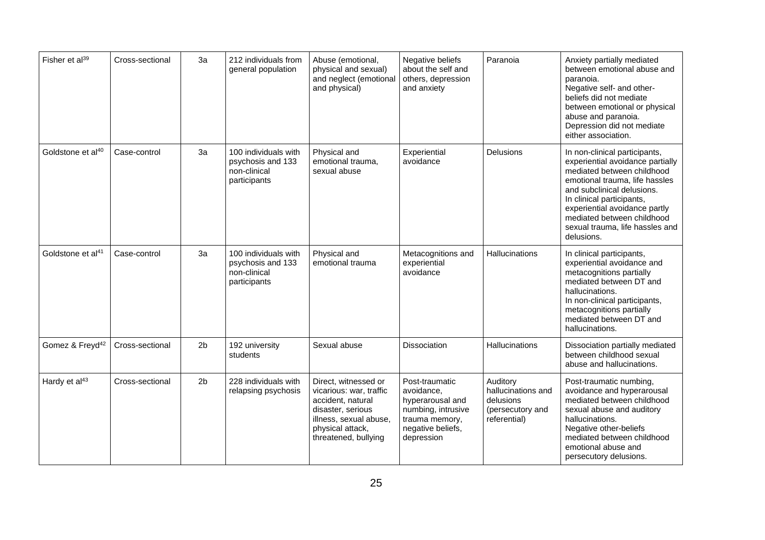| Fisher et al[39] | Cross-sectional | 3a | 212 individuals from general population | Abuse (emotional, physical and sexual) and neglect (emotional and physical) | Negative beliefs about the self and others, depression and anxiety | Paranoia | Anxiety partially mediated between emotional abuse and paranoia. Negative self- and other-beliefs did not mediate between emotional or physical abuse and paranoia. Depression did not mediate either association. |
|---|---|---|---|---|---|---|---|
| Goldstone et al[40] | Case-control | 3a | 100 individuals with psychosis and 133 non-clinical participants | Physical and emotional trauma, sexual abuse | Experiential avoidance | Delusions | In non-clinical participants, experiential avoidance partially mediated between childhood emotional trauma, life hassles and subclinical delusions. In clinical participants, experiential avoidance partly mediated between childhood sexual trauma, life hassles and delusions. |
| Goldstone et al[41] | Case-control | 3a | 100 individuals with psychosis and 133 non-clinical participants | Physical and emotional trauma | Metacognitions and experiential avoidance | Hallucinations | In clinical participants, experiential avoidance and metacognitions partially mediated between DT and hallucinations. In non-clinical participants, metacognitions partially mediated between DT and hallucinations. |
| Gomez & Freyd[42] | Cross-sectional | 2b | 192 university students | Sexual abuse | Dissociation | Hallucinations | Dissociation partially mediated between childhood sexual abuse and hallucinations. |
| Hardy et al[43] | Cross-sectional | 2b | 228 individuals with relapsing psychosis | Direct, witnessed or vicarious: war, traffic accident, natural disaster, serious illness, sexual abuse, physical attack, threatened, bullying | Post-traumatic avoidance, hyperarousal and numbing, intrusive trauma memory, negative beliefs, depression | Auditory hallucinations and delusions (persecutory and referential) | Post-traumatic numbing, avoidance and hyperarousal mediated between childhood sexual abuse and auditory hallucinations. Negative other-beliefs mediated between childhood emotional abuse and persecutory delusions. |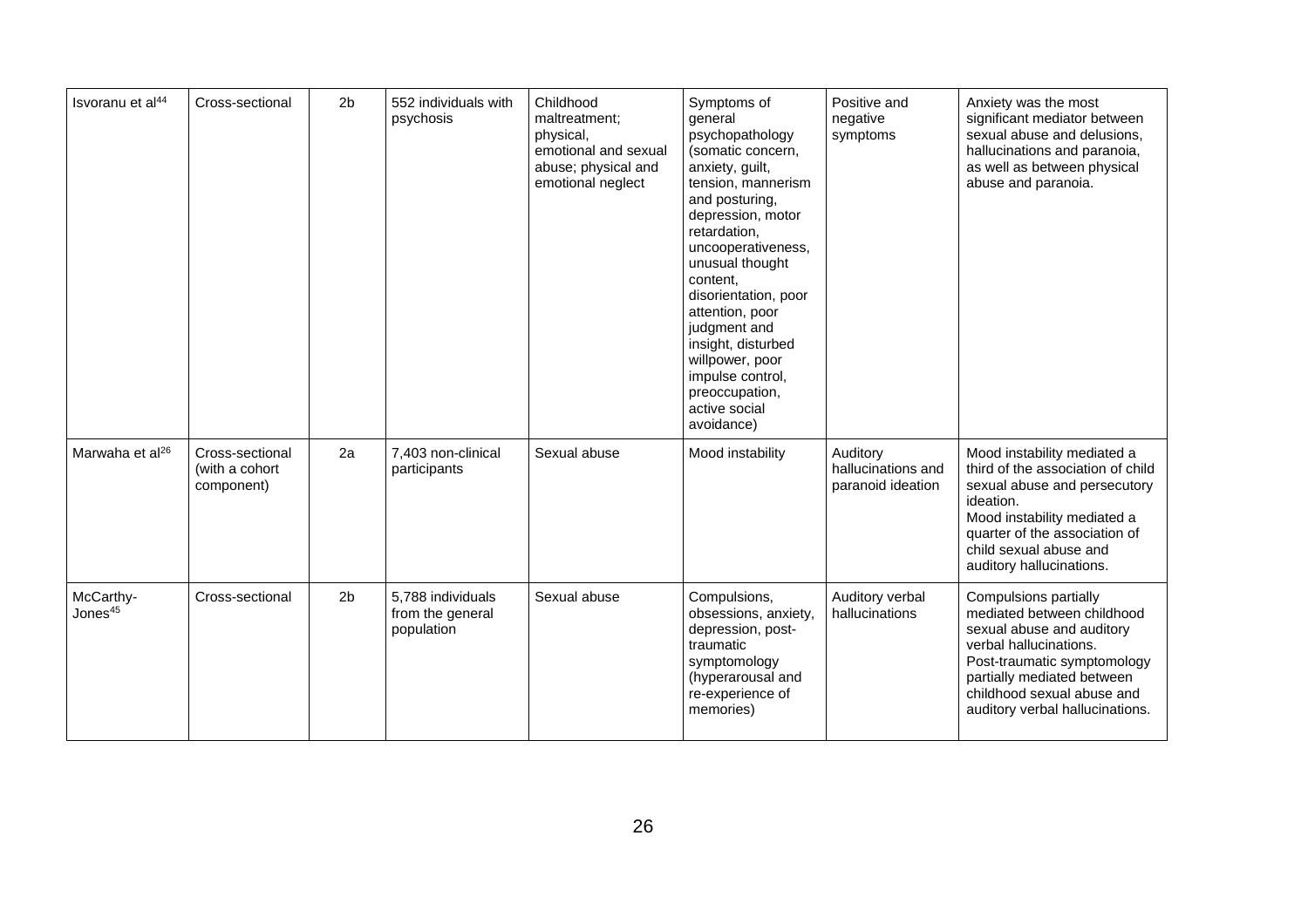| Isvoranu et al[44] | Cross-sectional | 2b | 552 individuals with psychosis | Childhood maltreatment; physical, emotional and sexual abuse; physical and emotional neglect | Symptoms of general psychopathology (somatic concern, anxiety, guilt, tension, mannerism and posturing, depression, motor retardation, uncooperativeness, unusual thought content, disorientation, poor attention, poor judgment and insight, disturbed willpower, poor impulse control, preoccupation, active social avoidance) | Positive and negative symptoms | Anxiety was the most significant mediator between sexual abuse and delusions, hallucinations and paranoia, as well as between physical abuse and paranoia. |
|---|---|---|---|---|---|---|---|
| Marwaha et al[26] | Cross-sectional (with a cohort component) | 2a | 7,403 non-clinical participants | Sexual abuse | Mood instability | Auditory hallucinations and paranoid ideation | Mood instability mediated a third of the association of child sexual abuse and persecutory ideation. Mood instability mediated a quarter of the association of child sexual abuse and auditory hallucinations. |
| McCarthy-Jones[45] | Cross-sectional | 2b | 5,788 individuals from the general population | Sexual abuse | Compulsions, obsessions, anxiety, depression, post-traumatic symptomology (hyperarousal and re-experience of memories) | Auditory verbal hallucinations | Compulsions partially mediated between childhood sexual abuse and auditory verbal hallucinations. Post-traumatic symptomology partially mediated between childhood sexual abuse and auditory verbal hallucinations. |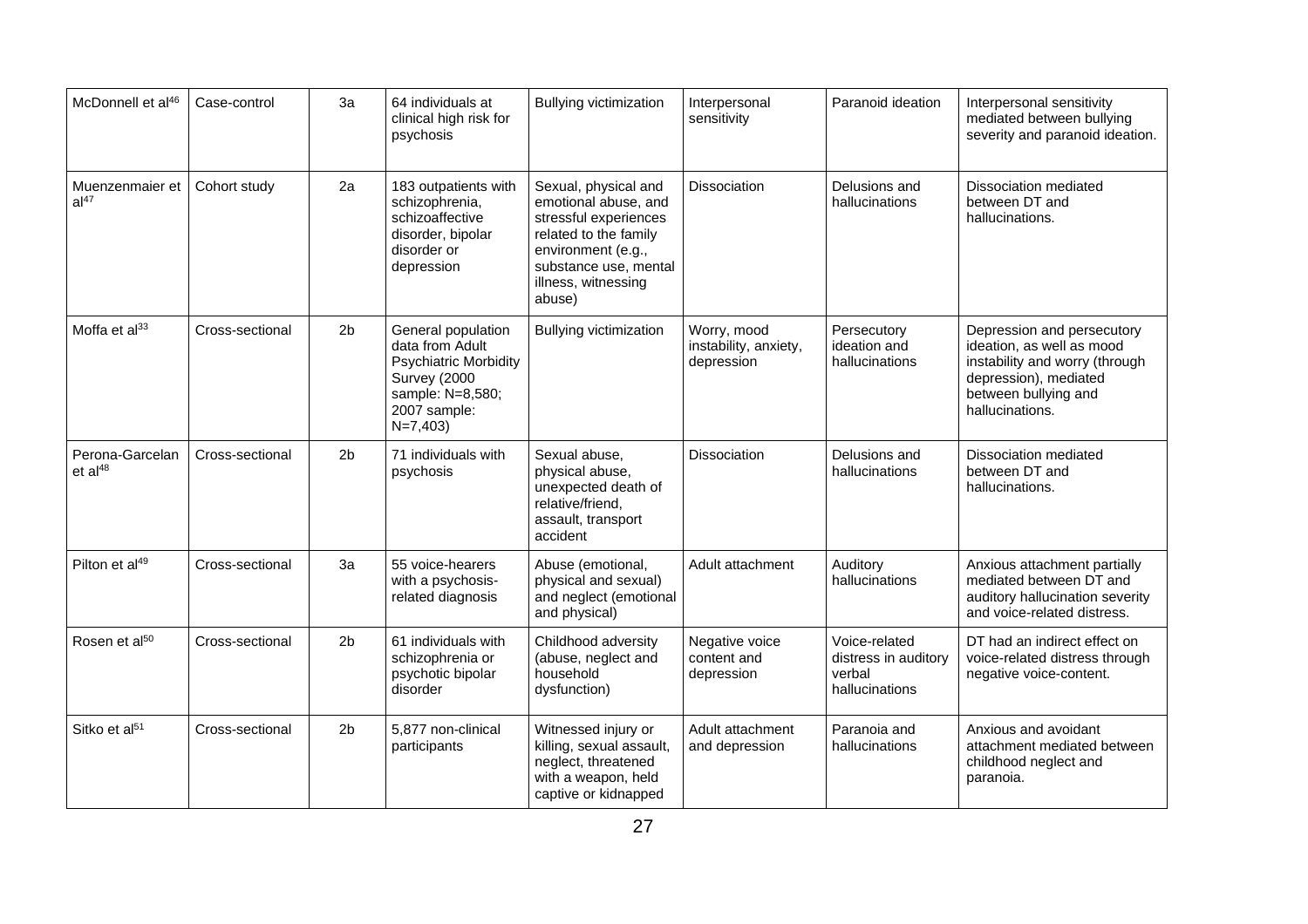| McDonnell et al[46] | Case-control | 3a | 64 individuals at clinical high risk for psychosis | Bullying victimization | Interpersonal sensitivity | Paranoid ideation | Interpersonal sensitivity mediated between bullying severity and paranoid ideation. |
|---|---|---|---|---|---|---|---|
| Muenzenmaier et al[47] | Cohort study | 2a | 183 outpatients with schizophrenia, schizoaffective disorder, bipolar disorder or depression | Sexual, physical and emotional abuse, and stressful experiences related to the family environment (e.g., substance use, mental illness, witnessing abuse) | Dissociation | Delusions and hallucinations | Dissociation mediated between DT and hallucinations. |
| Moffa et al[33] | Cross-sectional | 2b | General population data from Adult Psychiatric Morbidity Survey (2000 sample: N=8,580; 2007 sample: N=7,403) | Bullying victimization | Worry, mood instability, anxiety, depression | Persecutory ideation and hallucinations | Depression and persecutory ideation, as well as mood instability and worry (through depression), mediated between bullying and hallucinations. |
| Perona-Garcelan et al[48] | Cross-sectional | 2b | 71 individuals with psychosis | Sexual abuse, physical abuse, unexpected death of relative/friend, assault, transport accident | Dissociation | Delusions and hallucinations | Dissociation mediated between DT and hallucinations. |
| Pilton et al[49] | Cross-sectional | 3a | 55 voice-hearers with a psychosis-related diagnosis | Abuse (emotional, physical and sexual) and neglect (emotional and physical) | Adult attachment | Auditory hallucinations | Anxious attachment partially mediated between DT and auditory hallucination severity and voice-related distress. |
| Rosen et al[50] | Cross-sectional | 2b | 61 individuals with schizophrenia or psychotic bipolar disorder | Childhood adversity (abuse, neglect and household dysfunction) | Negative voice content and depression | Voice-related distress in auditory verbal hallucinations | DT had an indirect effect on voice-related distress through negative voice-content. |
| Sitko et al[51] | Cross-sectional | 2b | 5,877 non-clinical participants | Witnessed injury or killing, sexual assault, neglect, threatened with a weapon, held captive or kidnapped | Adult attachment and depression | Paranoia and hallucinations | Anxious and avoidant attachment mediated between childhood neglect and paranoia. |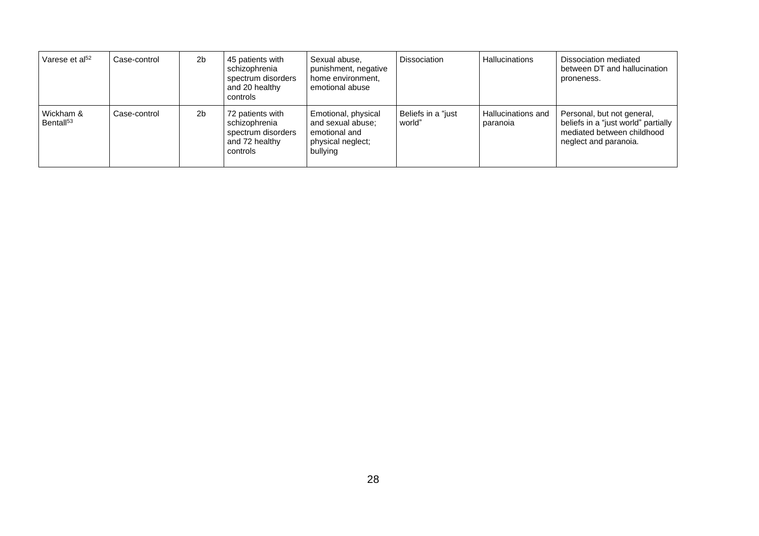| Varese et al[52] | Case-control | 2b | 45 patients with schizophrenia spectrum disorders and 20 healthy controls | Sexual abuse, punishment, negative home environment, emotional abuse | Dissociation | Hallucinations | Dissociation mediated between DT and hallucination proneness. |
|---|---|---|---|---|---|---|---|
| Wickham & Bentall[53] | Case-control | 2b | 72 patients with schizophrenia spectrum disorders and 72 healthy controls | Emotional, physical and sexual abuse; emotional and physical neglect; bullying | Beliefs in a "just world" | Hallucinations and paranoia | Personal, but not general, beliefs in a "just world" partially mediated between childhood neglect and paranoia. |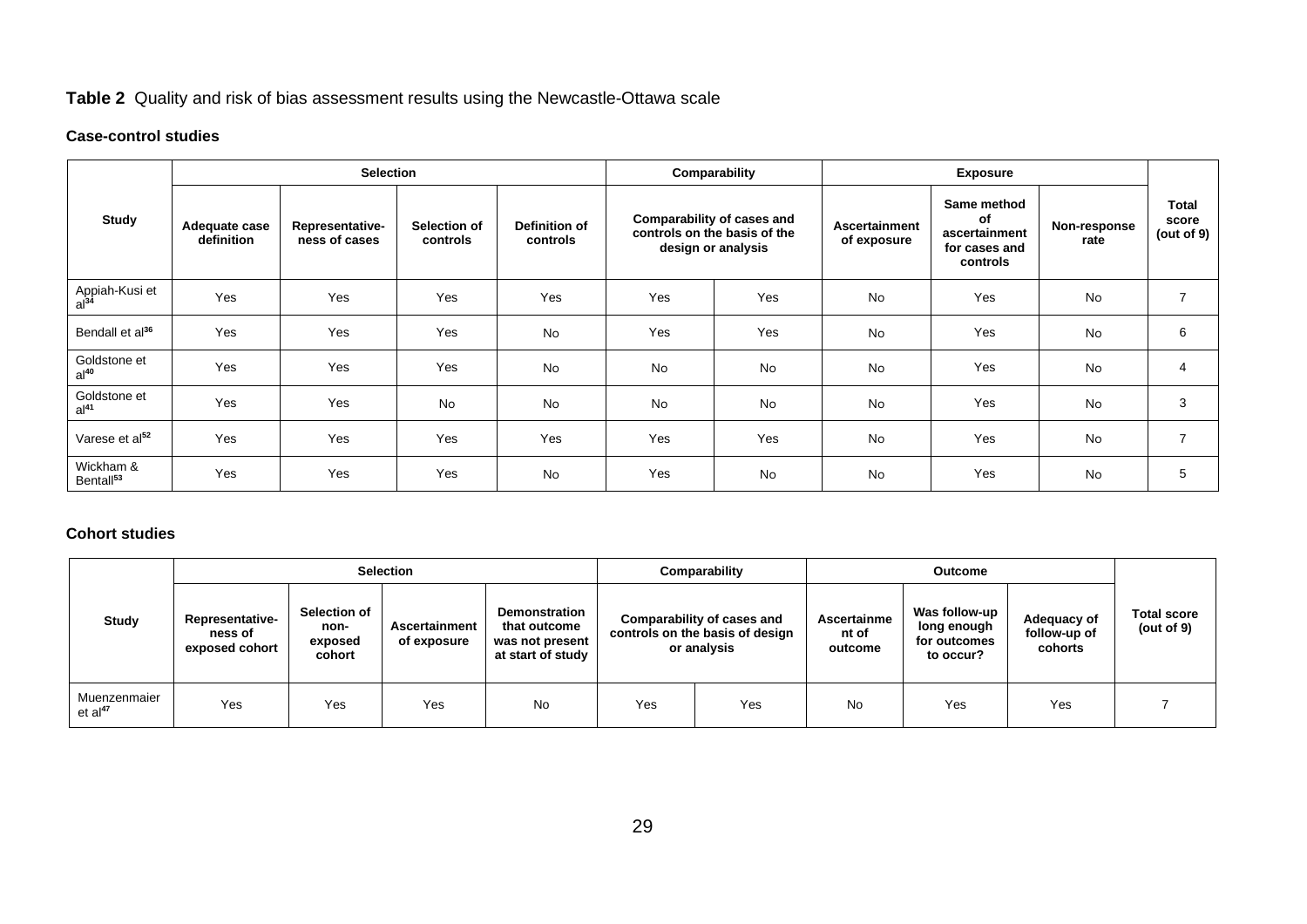**Table 2** Quality and risk of bias assessment results using the Newcastle-Ottawa scale

**Case-control studies**

| Study | Selection | | | | Comparability | | Exposure | | | Total score (out of 9) |
|---|---|---|---|---|---|---|---|---|---|---|
| | Adequate case definition | Representative-ness of cases | Selection of controls | Definition of controls | Comparability of cases and controls on the basis of the design or analysis | | Ascertainment of exposure | Same method of ascertainment for cases and controls | Non-response rate | |
| Appiah-Kusi et al[34] | Yes | Yes | Yes | Yes | Yes | Yes | No | Yes | No | 7 |
| Bendall et al[36] | Yes | Yes | Yes | No | Yes | Yes | No | Yes | No | 6 |
| Goldstone et al[40] | Yes | Yes | Yes | No | No | No | No | Yes | No | 4 |
| Goldstone et al[41] | Yes | Yes | No | No | No | No | No | Yes | No | 3 |
| Varese et al[52] | Yes | Yes | Yes | Yes | Yes | Yes | No | Yes | No | 7 |
| Wickham & Bentall[53] | Yes | Yes | Yes | No | Yes | No | No | Yes | No | 5 |

**Cohort studies**

| Study | Selection | | | | Comparability | | Outcome | | | Total score (out of 9) |
|---|---|---|---|---|---|---|---|---|---|---|
| | Representative-ness of exposed cohort | Selection of non-exposed cohort | Ascertainment of exposure | Demonstration that outcome was not present at start of study | Comparability of cases and controls on the basis of design or analysis | | Ascertainment of outcome | Was follow-up long enough for outcomes to occur? | Adequacy of follow-up of cohorts | |
| Muenzenmaier et al[47] | Yes | Yes | Yes | No | Yes | Yes | No | Yes | Yes | 7 |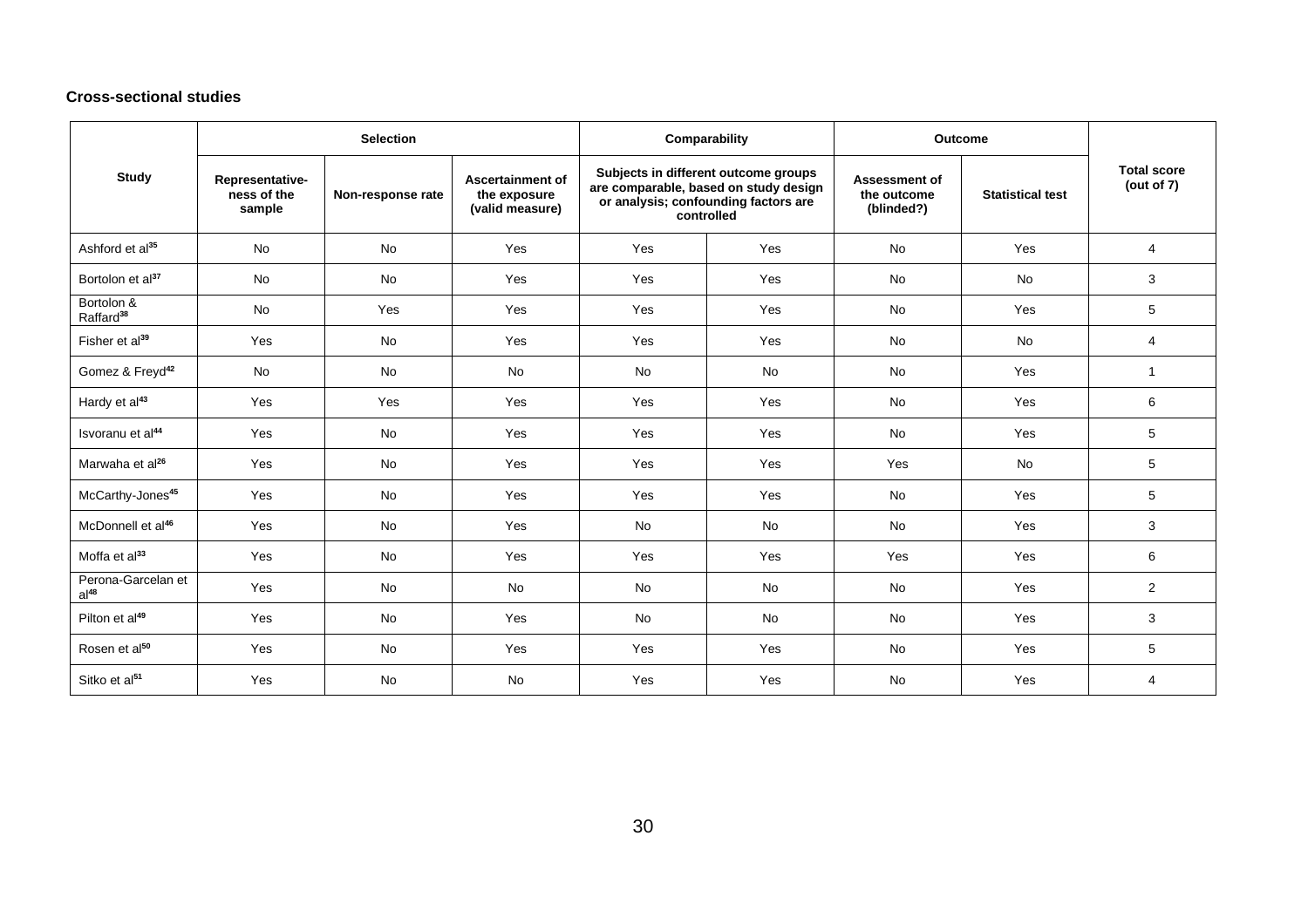### Cross-sectional studies

| Study | Selection | | | Comparability | | Outcome | | Total score (out of 7) |
|---|---|---|---|---|---|---|---|---|
| | Representative-ness of the sample | Non-response rate | Ascertainment of the exposure (valid measure) | Subjects in different outcome groups are comparable, based on study design or analysis; confounding factors are controlled | | Assessment of the outcome (blinded?) | Statistical test | |
| Ashford et al[35] | No | No | Yes | Yes | Yes | No | Yes | 4 |
| Bortolon et al[37] | No | No | Yes | Yes | Yes | No | No | 3 |
| Bortolon & Raffard[38] | No | Yes | Yes | Yes | Yes | No | Yes | 5 |
| Fisher et al[39] | Yes | No | Yes | Yes | Yes | No | No | 4 |
| Gomez & Freyd[42] | No | No | No | No | No | No | Yes | 1 |
| Hardy et al[43] | Yes | Yes | Yes | Yes | Yes | No | Yes | 6 |
| Isvoranu et al[44] | Yes | No | Yes | Yes | Yes | No | Yes | 5 |
| Marwaha et al[26] | Yes | No | Yes | Yes | Yes | Yes | No | 5 |
| McCarthy-Jones[45] | Yes | No | Yes | Yes | Yes | No | Yes | 5 |
| McDonnell et al[46] | Yes | No | Yes | No | No | No | Yes | 3 |
| Moffa et al[33] | Yes | No | Yes | Yes | Yes | Yes | Yes | 6 |
| Perona-Garcelan et al[48] | Yes | No | No | No | No | No | Yes | 2 |
| Pilton et al[49] | Yes | No | Yes | No | No | No | Yes | 3 |
| Rosen et al[50] | Yes | No | Yes | Yes | Yes | No | Yes | 5 |
| Sitko et al[51] | Yes | No | No | Yes | Yes | No | Yes | 4 |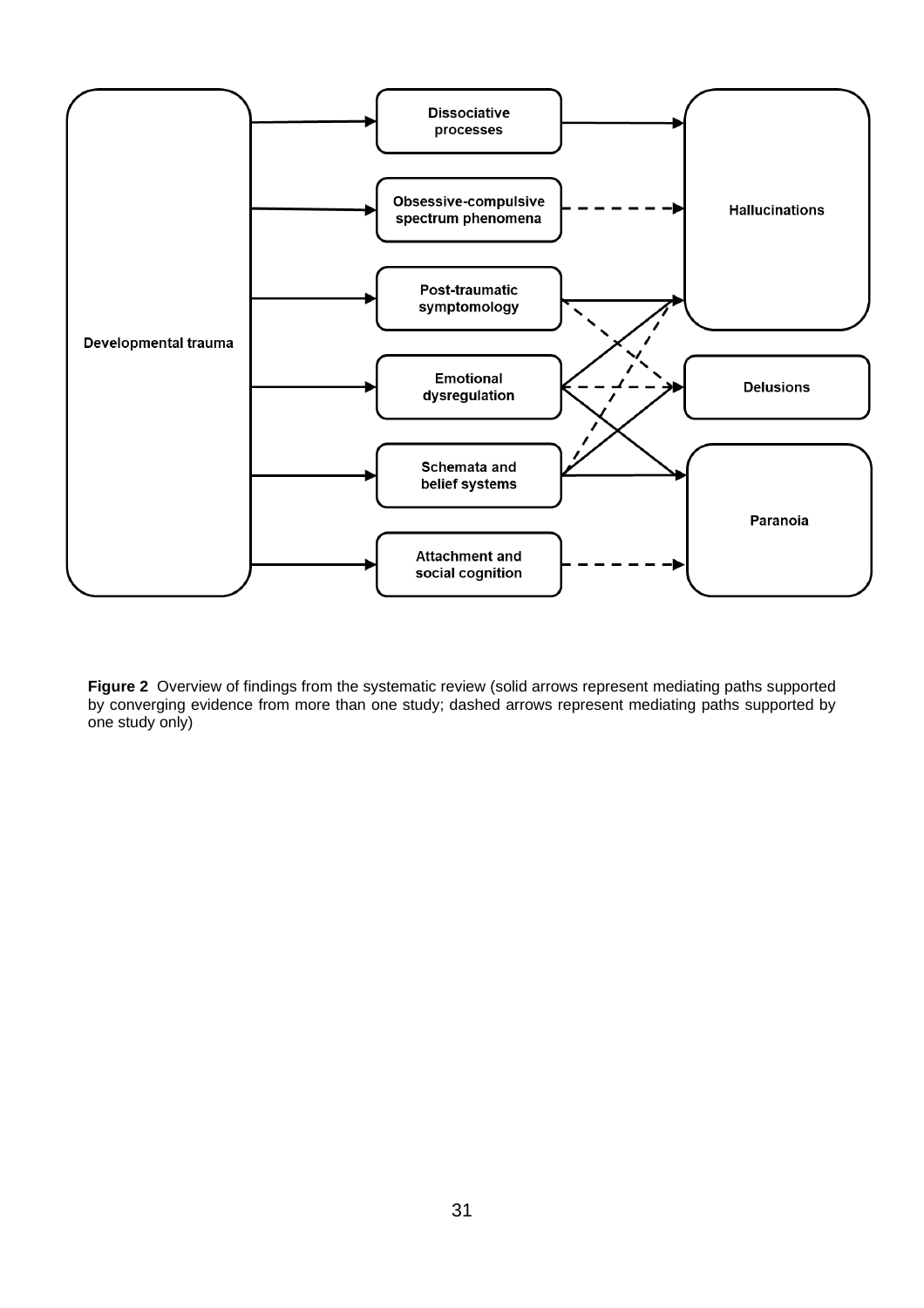**Figure 2** Overview of findings from the systematic review (solid arrows represent mediating paths supported by converging evidence from more than one study; dashed arrows represent mediating paths supported by one study only)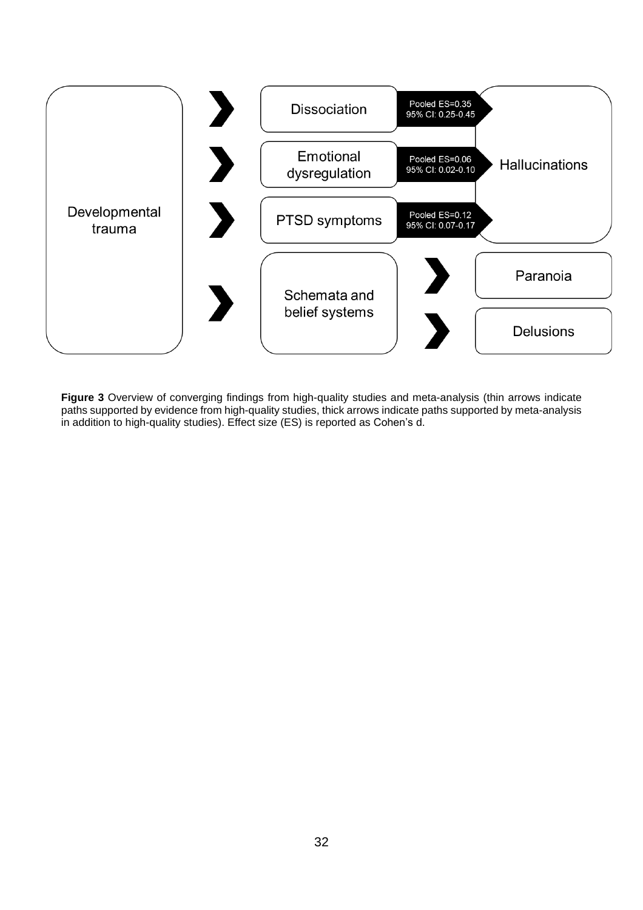Developmental trauma

Dissociation — Pooled ES=0.35, 95% CI: 0.25-0.45

Emotional dysregulation — Pooled ES=0.06, 95% CI: 0.02-0.10

PTSD symptoms — Pooled ES=0.12, 95% CI: 0.07-0.17

Hallucinations

Schemata and belief systems

Paranoia

Delusions

**Figure 3** Overview of converging findings from high-quality studies and meta-analysis (thin arrows indicate paths supported by evidence from high-quality studies, thick arrows indicate paths supported by meta-analysis in addition to high-quality studies). Effect size (ES) is reported as Cohen's d.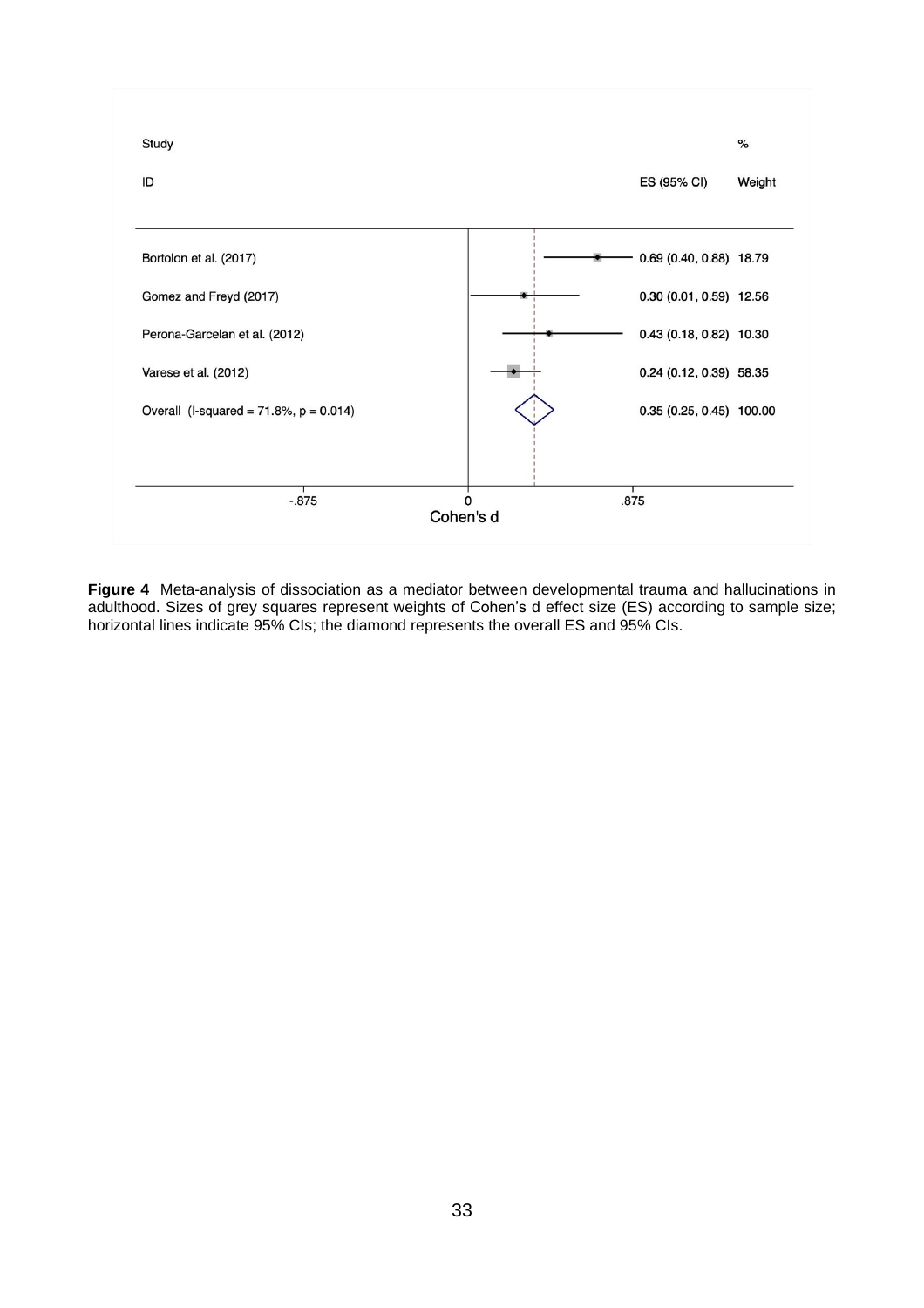| Study ID | ES (95% CI) | % Weight |
| --- | --- | --- |
| Bortolon et al. (2017) | 0.69 (0.40, 0.88) | 18.79 |
| Gomez and Freyd (2017) | 0.30 (0.01, 0.59) | 12.56 |
| Perona-Garcelan et al. (2012) | 0.43 (0.18, 0.82) | 10.30 |
| Varese et al. (2012) | 0.24 (0.12, 0.39) | 58.35 |
| Overall (I-squared = 71.8%, p = 0.014) | 0.35 (0.25, 0.45) | 100.00 |

-.875 0 .875
Cohen's d

**Figure 4** Meta-analysis of dissociation as a mediator between developmental trauma and hallucinations in adulthood. Sizes of grey squares represent weights of Cohen's d effect size (ES) according to sample size; horizontal lines indicate 95% CIs; the diamond represents the overall ES and 95% CIs.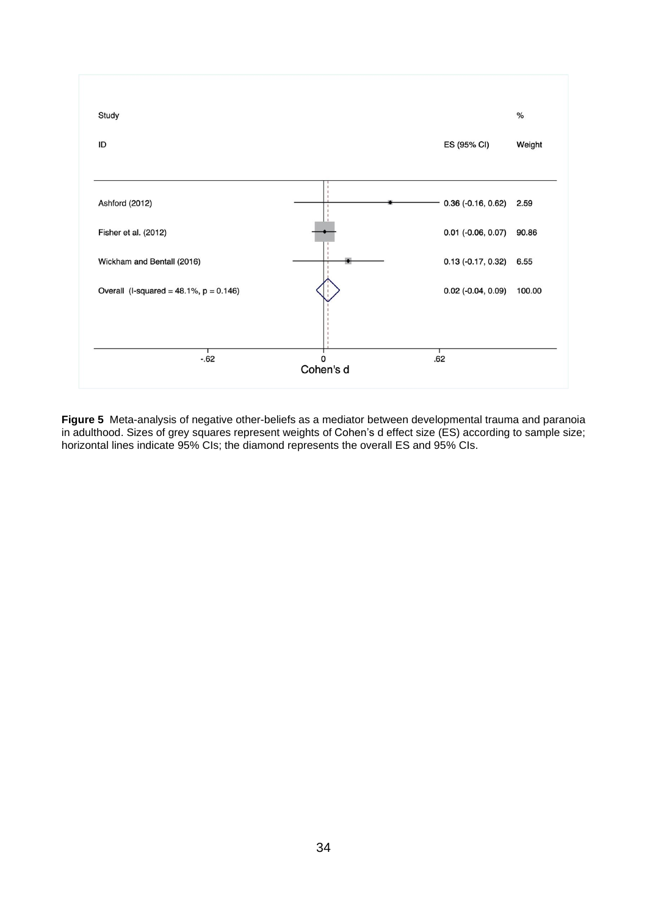| Study ID | ES (95% CI) | % Weight |
| --- | --- | --- |
| Ashford (2012) | 0.36 (-0.16, 0.62) | 2.59 |
| Fisher et al. (2012) | 0.01 (-0.06, 0.07) | 90.86 |
| Wickham and Bentall (2016) | 0.13 (-0.17, 0.32) | 6.55 |
| Overall (I-squared = 48.1%, p = 0.146) | 0.02 (-0.04, 0.09) | 100.00 |

Cohen's d (axis: -.62, 0, .62)

**Figure 5** Meta-analysis of negative other-beliefs as a mediator between developmental trauma and paranoia in adulthood. Sizes of grey squares represent weights of Cohen's d effect size (ES) according to sample size; horizontal lines indicate 95% CIs; the diamond represents the overall ES and 95% CIs.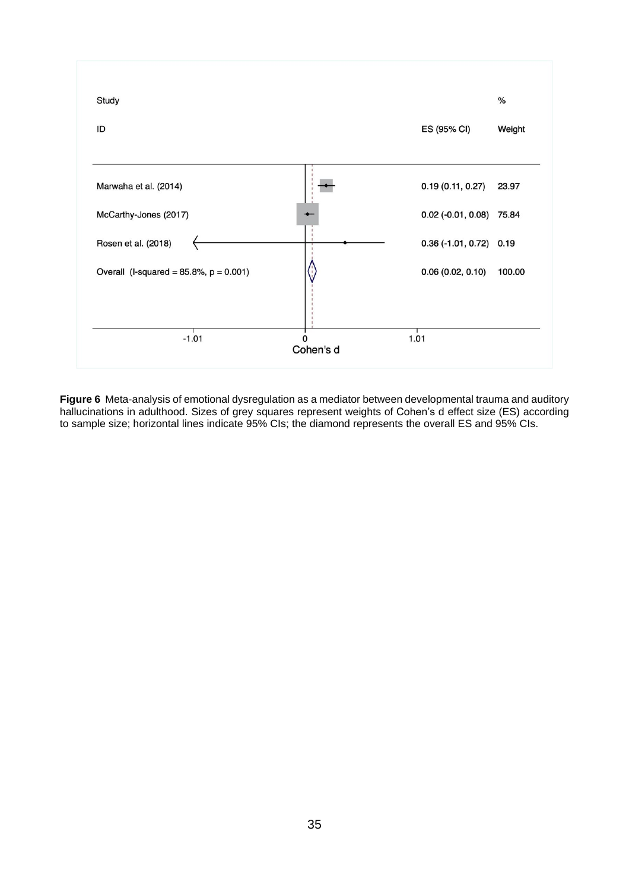| Study ID | ES (95% CI) | % Weight |
| --- | --- | --- |
| Marwaha et al. (2014) | 0.19 (0.11, 0.27) | 23.97 |
| McCarthy-Jones (2017) | 0.02 (-0.01, 0.08) | 75.84 |
| Rosen et al. (2018) | 0.36 (-1.01, 0.72) | 0.19 |
| Overall (I-squared = 85.8%, p = 0.001) | 0.06 (0.02, 0.10) | 100.00 |

-1.01 0 1.01
Cohen's d

**Figure 6** Meta-analysis of emotional dysregulation as a mediator between developmental trauma and auditory hallucinations in adulthood. Sizes of grey squares represent weights of Cohen's d effect size (ES) according to sample size; horizontal lines indicate 95% CIs; the diamond represents the overall ES and 95% CIs.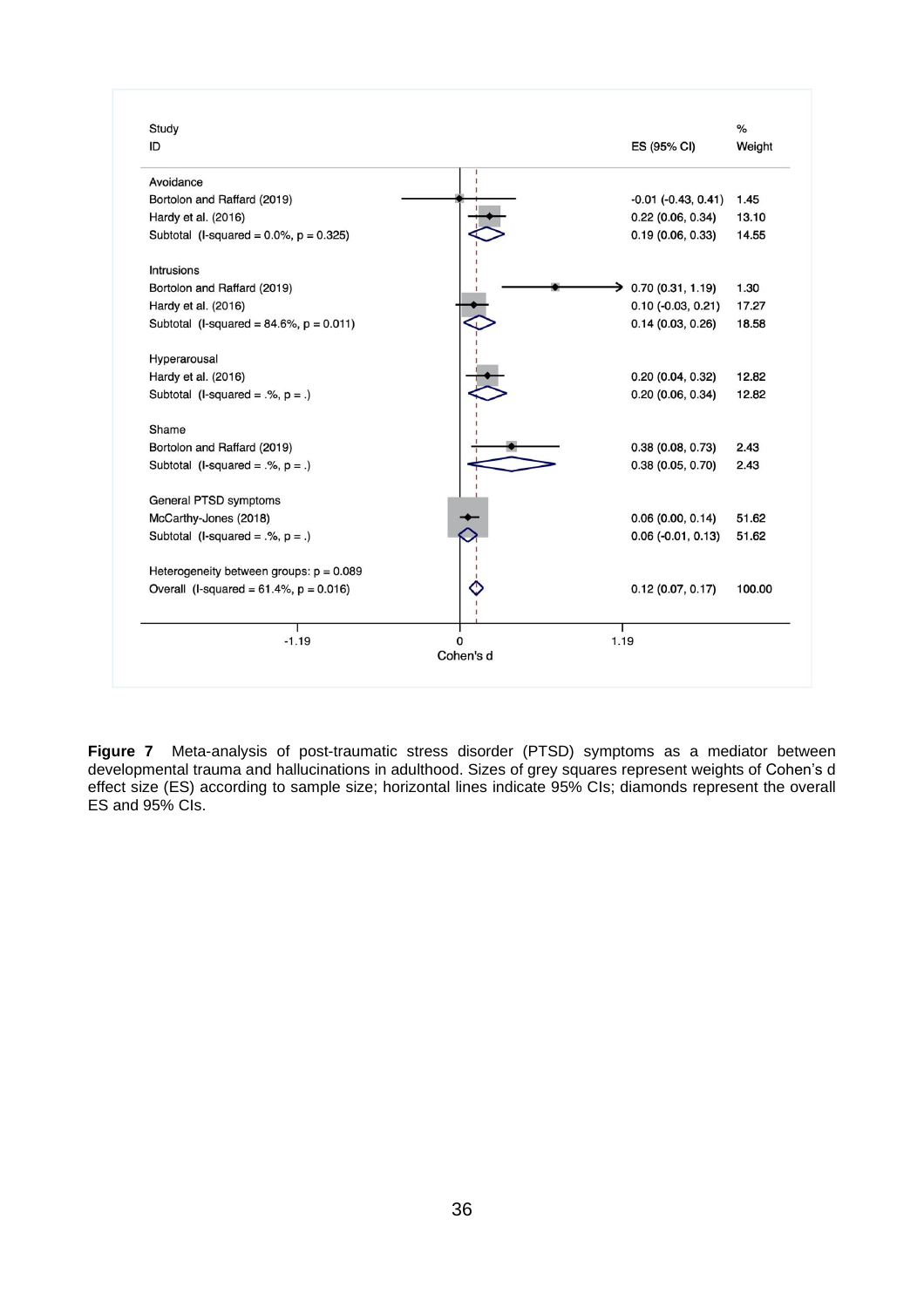Study
ID

ES (95% CI)

%
Weight

Avoidance

Bortolon and Raffard (2019) -0.01 (-0.43, 0.41) 1.45

Hardy et al. (2016) 0.22 (0.06, 0.34) 13.10

Subtotal (I-squared = 0.0%, p = 0.325) 0.19 (0.06, 0.33) 14.55

Intrusions

Bortolon and Raffard (2019) 0.70 (0.31, 1.19) 1.30

Hardy et al. (2016) 0.10 (-0.03, 0.21) 17.27

Subtotal (I-squared = 84.6%, p = 0.011) 0.14 (0.03, 0.26) 18.58

Hyperarousal

Hardy et al. (2016) 0.20 (0.04, 0.32) 12.82

Subtotal (I-squared = .%, p = .) 0.20 (0.06, 0.34) 12.82

Shame

Bortolon and Raffard (2019) 0.38 (0.08, 0.73) 2.43

Subtotal (I-squared = .%, p = .) 0.38 (0.05, 0.70) 2.43

General PTSD symptoms

McCarthy-Jones (2018) 0.06 (0.00, 0.14) 51.62

Subtotal (I-squared = .%, p = .) 0.06 (-0.01, 0.13) 51.62

Heterogeneity between groups: p = 0.089

Overall (I-squared = 61.4%, p = 0.016) 0.12 (0.07, 0.17) 100.00

-1.19

0

1.19

Cohen's d

**Figure 7** Meta-analysis of post-traumatic stress disorder (PTSD) symptoms as a mediator between developmental trauma and hallucinations in adulthood. Sizes of grey squares represent weights of Cohen's d effect size (ES) according to sample size; horizontal lines indicate 95% CIs; diamonds represent the overall ES and 95% CIs.